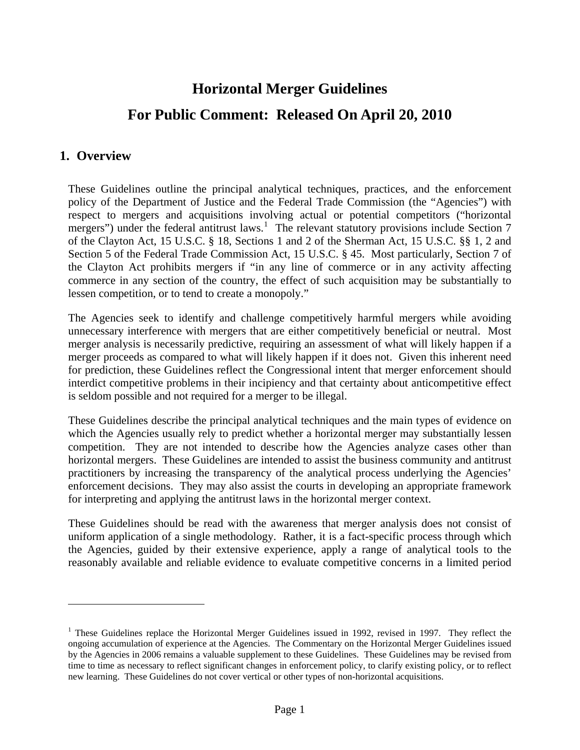# Horizontal Merger Guidelines

# For Public Comment: Released On April 20, 2010

## 1. Overview

These Guidelines outline the principal analytical techniques, practices, and the enforcement policy of the Department of Justice and the Federal Trade Commission (the "Agencies") with respect to mergers and acquisitions involving actual or potential competitors ("horizontal mergers") under the federal antitrust laws.[1] The relevant statutory provisions include Section 7 of the Clayton Act, 15 U.S.C. § 18, Sections 1 and 2 of the Sherman Act, 15 U.S.C. §§ 1, 2 and Section 5 of the Federal Trade Commission Act, 15 U.S.C. § 45. Most particularly, Section 7 of the Clayton Act prohibits mergers if "in any line of commerce or in any activity affecting commerce in any section of the country, the effect of such acquisition may be substantially to lessen competition, or to tend to create a monopoly."

The Agencies seek to identify and challenge competitively harmful mergers while avoiding unnecessary interference with mergers that are either competitively beneficial or neutral. Most merger analysis is necessarily predictive, requiring an assessment of what will likely happen if a merger proceeds as compared to what will likely happen if it does not. Given this inherent need for prediction, these Guidelines reflect the Congressional intent that merger enforcement should interdict competitive problems in their incipiency and that certainty about anticompetitive effect is seldom possible and not required for a merger to be illegal.

These Guidelines describe the principal analytical techniques and the main types of evidence on which the Agencies usually rely to predict whether a horizontal merger may substantially lessen competition. They are not intended to describe how the Agencies analyze cases other than horizontal mergers. These Guidelines are intended to assist the business community and antitrust practitioners by increasing the transparency of the analytical process underlying the Agencies' enforcement decisions. They may also assist the courts in developing an appropriate framework for interpreting and applying the antitrust laws in the horizontal merger context.

These Guidelines should be read with the awareness that merger analysis does not consist of uniform application of a single methodology. Rather, it is a fact-specific process through which the Agencies, guided by their extensive experience, apply a range of analytical tools to the reasonably available and reliable evidence to evaluate competitive concerns in a limited period

---

[1] These Guidelines replace the Horizontal Merger Guidelines issued in 1992, revised in 1997. They reflect the ongoing accumulation of experience at the Agencies. The Commentary on the Horizontal Merger Guidelines issued by the Agencies in 2006 remains a valuable supplement to these Guidelines. These Guidelines may be revised from time to time as necessary to reflect significant changes in enforcement policy, to clarify existing policy, or to reflect new learning. These Guidelines do not cover vertical or other types of non-horizontal acquisitions.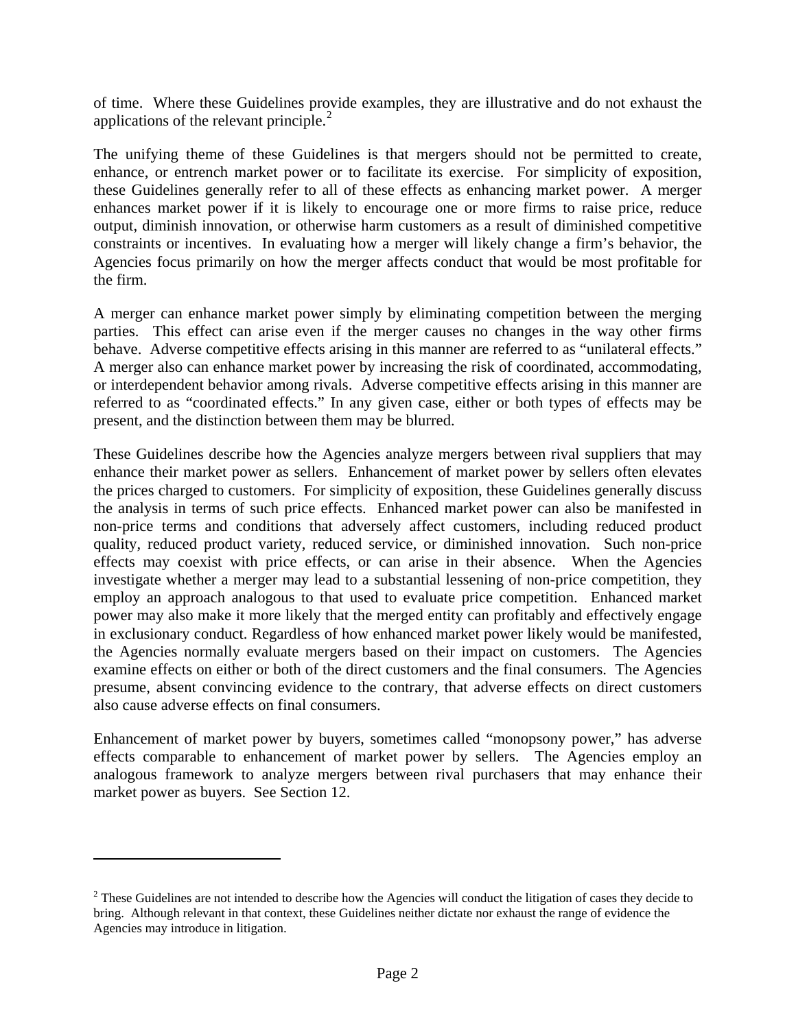of time. Where these Guidelines provide examples, they are illustrative and do not exhaust the applications of the relevant principle.[2]

The unifying theme of these Guidelines is that mergers should not be permitted to create, enhance, or entrench market power or to facilitate its exercise. For simplicity of exposition, these Guidelines generally refer to all of these effects as enhancing market power. A merger enhances market power if it is likely to encourage one or more firms to raise price, reduce output, diminish innovation, or otherwise harm customers as a result of diminished competitive constraints or incentives. In evaluating how a merger will likely change a firm's behavior, the Agencies focus primarily on how the merger affects conduct that would be most profitable for the firm.

A merger can enhance market power simply by eliminating competition between the merging parties. This effect can arise even if the merger causes no changes in the way other firms behave. Adverse competitive effects arising in this manner are referred to as "unilateral effects." A merger also can enhance market power by increasing the risk of coordinated, accommodating, or interdependent behavior among rivals. Adverse competitive effects arising in this manner are referred to as "coordinated effects." In any given case, either or both types of effects may be present, and the distinction between them may be blurred.

These Guidelines describe how the Agencies analyze mergers between rival suppliers that may enhance their market power as sellers. Enhancement of market power by sellers often elevates the prices charged to customers. For simplicity of exposition, these Guidelines generally discuss the analysis in terms of such price effects. Enhanced market power can also be manifested in non-price terms and conditions that adversely affect customers, including reduced product quality, reduced product variety, reduced service, or diminished innovation. Such non-price effects may coexist with price effects, or can arise in their absence. When the Agencies investigate whether a merger may lead to a substantial lessening of non-price competition, they employ an approach analogous to that used to evaluate price competition. Enhanced market power may also make it more likely that the merged entity can profitably and effectively engage in exclusionary conduct. Regardless of how enhanced market power likely would be manifested, the Agencies normally evaluate mergers based on their impact on customers. The Agencies examine effects on either or both of the direct customers and the final consumers. The Agencies presume, absent convincing evidence to the contrary, that adverse effects on direct customers also cause adverse effects on final consumers.

Enhancement of market power by buyers, sometimes called "monopsony power," has adverse effects comparable to enhancement of market power by sellers. The Agencies employ an analogous framework to analyze mergers between rival purchasers that may enhance their market power as buyers. See Section 12.

[2] These Guidelines are not intended to describe how the Agencies will conduct the litigation of cases they decide to bring. Although relevant in that context, these Guidelines neither dictate nor exhaust the range of evidence the Agencies may introduce in litigation.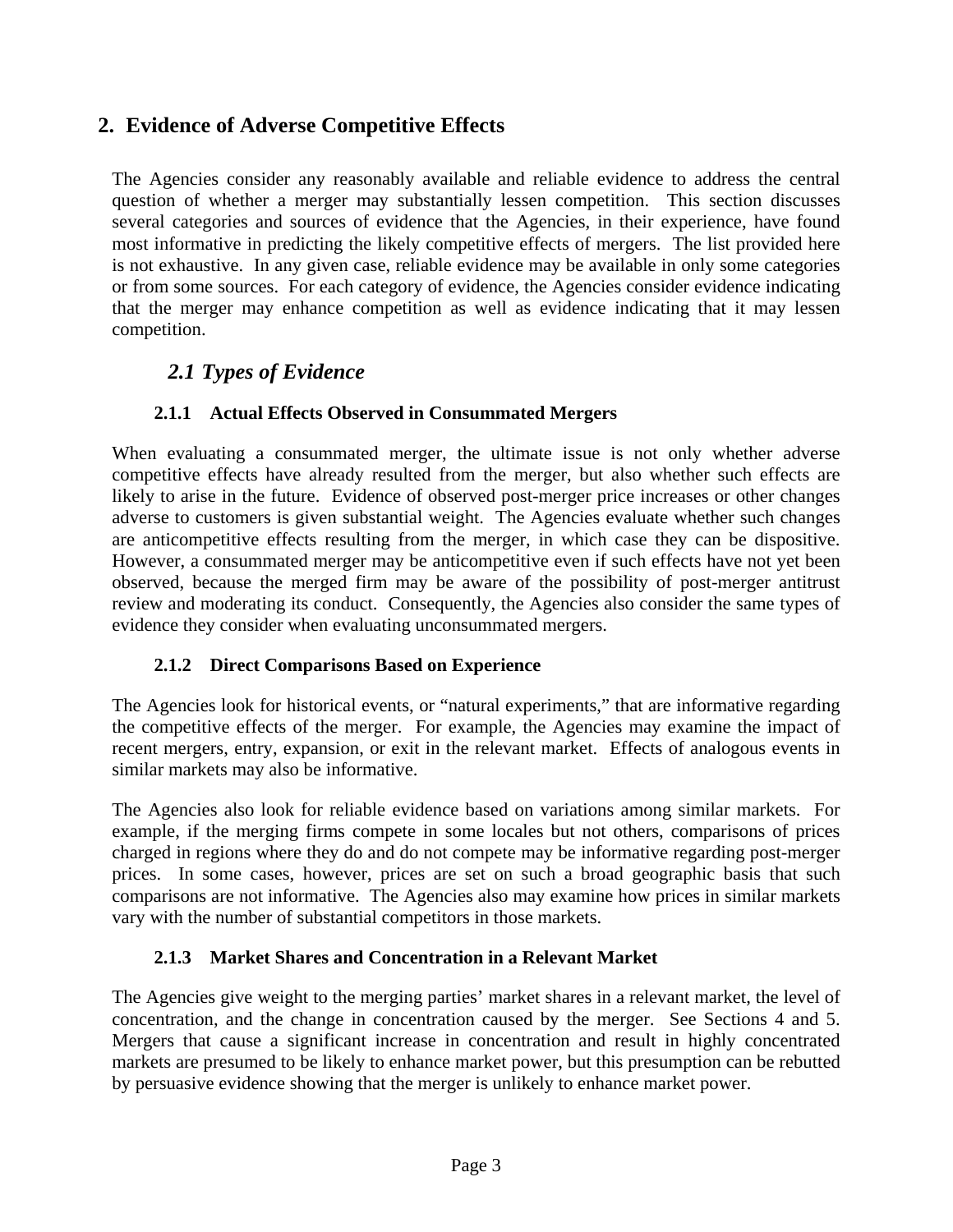## 2. Evidence of Adverse Competitive Effects

The Agencies consider any reasonably available and reliable evidence to address the central question of whether a merger may substantially lessen competition. This section discusses several categories and sources of evidence that the Agencies, in their experience, have found most informative in predicting the likely competitive effects of mergers. The list provided here is not exhaustive. In any given case, reliable evidence may be available in only some categories or from some sources. For each category of evidence, the Agencies consider evidence indicating that the merger may enhance competition as well as evidence indicating that it may lessen competition.

### *2.1 Types of Evidence*

#### 2.1.1 Actual Effects Observed in Consummated Mergers

When evaluating a consummated merger, the ultimate issue is not only whether adverse competitive effects have already resulted from the merger, but also whether such effects are likely to arise in the future. Evidence of observed post-merger price increases or other changes adverse to customers is given substantial weight. The Agencies evaluate whether such changes are anticompetitive effects resulting from the merger, in which case they can be dispositive. However, a consummated merger may be anticompetitive even if such effects have not yet been observed, because the merged firm may be aware of the possibility of post-merger antitrust review and moderating its conduct. Consequently, the Agencies also consider the same types of evidence they consider when evaluating unconsummated mergers.

#### 2.1.2 Direct Comparisons Based on Experience

The Agencies look for historical events, or "natural experiments," that are informative regarding the competitive effects of the merger. For example, the Agencies may examine the impact of recent mergers, entry, expansion, or exit in the relevant market. Effects of analogous events in similar markets may also be informative.

The Agencies also look for reliable evidence based on variations among similar markets. For example, if the merging firms compete in some locales but not others, comparisons of prices charged in regions where they do and do not compete may be informative regarding post-merger prices. In some cases, however, prices are set on such a broad geographic basis that such comparisons are not informative. The Agencies also may examine how prices in similar markets vary with the number of substantial competitors in those markets.

#### 2.1.3 Market Shares and Concentration in a Relevant Market

The Agencies give weight to the merging parties' market shares in a relevant market, the level of concentration, and the change in concentration caused by the merger. See Sections 4 and 5. Mergers that cause a significant increase in concentration and result in highly concentrated markets are presumed to be likely to enhance market power, but this presumption can be rebutted by persuasive evidence showing that the merger is unlikely to enhance market power.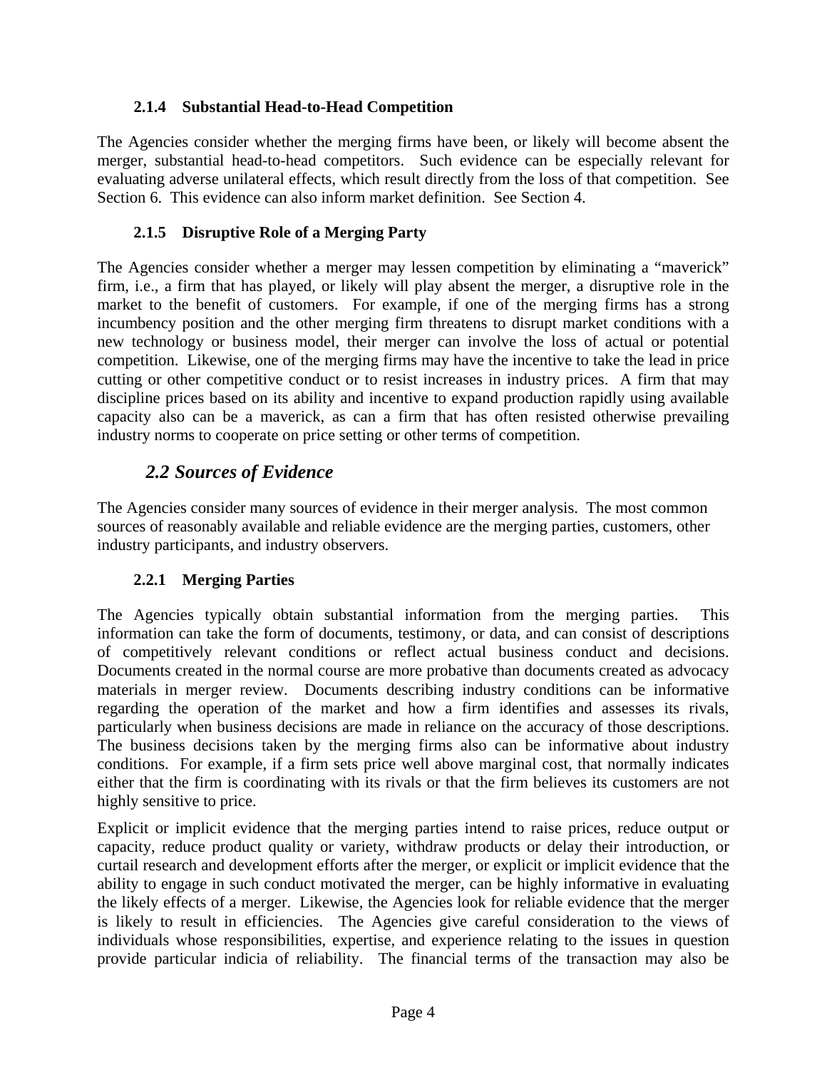### 2.1.4 Substantial Head-to-Head Competition

The Agencies consider whether the merging firms have been, or likely will become absent the merger, substantial head-to-head competitors. Such evidence can be especially relevant for evaluating adverse unilateral effects, which result directly from the loss of that competition. See Section 6. This evidence can also inform market definition. See Section 4.

### 2.1.5 Disruptive Role of a Merging Party

The Agencies consider whether a merger may lessen competition by eliminating a "maverick" firm, i.e., a firm that has played, or likely will play absent the merger, a disruptive role in the market to the benefit of customers. For example, if one of the merging firms has a strong incumbency position and the other merging firm threatens to disrupt market conditions with a new technology or business model, their merger can involve the loss of actual or potential competition. Likewise, one of the merging firms may have the incentive to take the lead in price cutting or other competitive conduct or to resist increases in industry prices. A firm that may discipline prices based on its ability and incentive to expand production rapidly using available capacity also can be a maverick, as can a firm that has often resisted otherwise prevailing industry norms to cooperate on price setting or other terms of competition.

## *2.2 Sources of Evidence*

The Agencies consider many sources of evidence in their merger analysis. The most common sources of reasonably available and reliable evidence are the merging parties, customers, other industry participants, and industry observers.

### 2.2.1 Merging Parties

The Agencies typically obtain substantial information from the merging parties. This information can take the form of documents, testimony, or data, and can consist of descriptions of competitively relevant conditions or reflect actual business conduct and decisions. Documents created in the normal course are more probative than documents created as advocacy materials in merger review. Documents describing industry conditions can be informative regarding the operation of the market and how a firm identifies and assesses its rivals, particularly when business decisions are made in reliance on the accuracy of those descriptions. The business decisions taken by the merging firms also can be informative about industry conditions. For example, if a firm sets price well above marginal cost, that normally indicates either that the firm is coordinating with its rivals or that the firm believes its customers are not highly sensitive to price.

Explicit or implicit evidence that the merging parties intend to raise prices, reduce output or capacity, reduce product quality or variety, withdraw products or delay their introduction, or curtail research and development efforts after the merger, or explicit or implicit evidence that the ability to engage in such conduct motivated the merger, can be highly informative in evaluating the likely effects of a merger. Likewise, the Agencies look for reliable evidence that the merger is likely to result in efficiencies. The Agencies give careful consideration to the views of individuals whose responsibilities, expertise, and experience relating to the issues in question provide particular indicia of reliability. The financial terms of the transaction may also be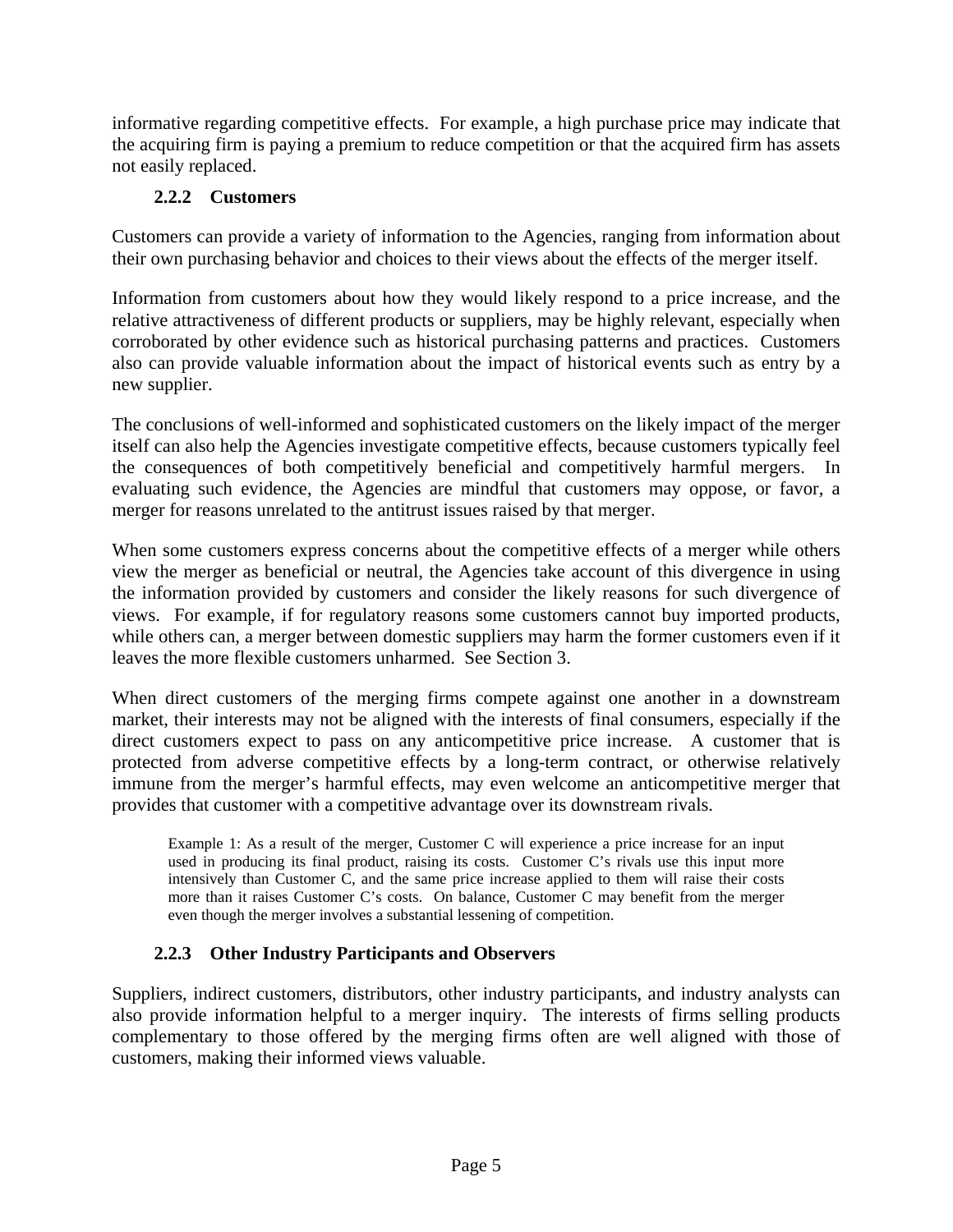informative regarding competitive effects. For example, a high purchase price may indicate that the acquiring firm is paying a premium to reduce competition or that the acquired firm has assets not easily replaced.

### 2.2.2 Customers

Customers can provide a variety of information to the Agencies, ranging from information about their own purchasing behavior and choices to their views about the effects of the merger itself.

Information from customers about how they would likely respond to a price increase, and the relative attractiveness of different products or suppliers, may be highly relevant, especially when corroborated by other evidence such as historical purchasing patterns and practices. Customers also can provide valuable information about the impact of historical events such as entry by a new supplier.

The conclusions of well-informed and sophisticated customers on the likely impact of the merger itself can also help the Agencies investigate competitive effects, because customers typically feel the consequences of both competitively beneficial and competitively harmful mergers. In evaluating such evidence, the Agencies are mindful that customers may oppose, or favor, a merger for reasons unrelated to the antitrust issues raised by that merger.

When some customers express concerns about the competitive effects of a merger while others view the merger as beneficial or neutral, the Agencies take account of this divergence in using the information provided by customers and consider the likely reasons for such divergence of views. For example, if for regulatory reasons some customers cannot buy imported products, while others can, a merger between domestic suppliers may harm the former customers even if it leaves the more flexible customers unharmed. See Section 3.

When direct customers of the merging firms compete against one another in a downstream market, their interests may not be aligned with the interests of final consumers, especially if the direct customers expect to pass on any anticompetitive price increase. A customer that is protected from adverse competitive effects by a long-term contract, or otherwise relatively immune from the merger's harmful effects, may even welcome an anticompetitive merger that provides that customer with a competitive advantage over its downstream rivals.

> Example 1: As a result of the merger, Customer C will experience a price increase for an input used in producing its final product, raising its costs. Customer C's rivals use this input more intensively than Customer C, and the same price increase applied to them will raise their costs more than it raises Customer C's costs. On balance, Customer C may benefit from the merger even though the merger involves a substantial lessening of competition.

### 2.2.3 Other Industry Participants and Observers

Suppliers, indirect customers, distributors, other industry participants, and industry analysts can also provide information helpful to a merger inquiry. The interests of firms selling products complementary to those offered by the merging firms often are well aligned with those of customers, making their informed views valuable.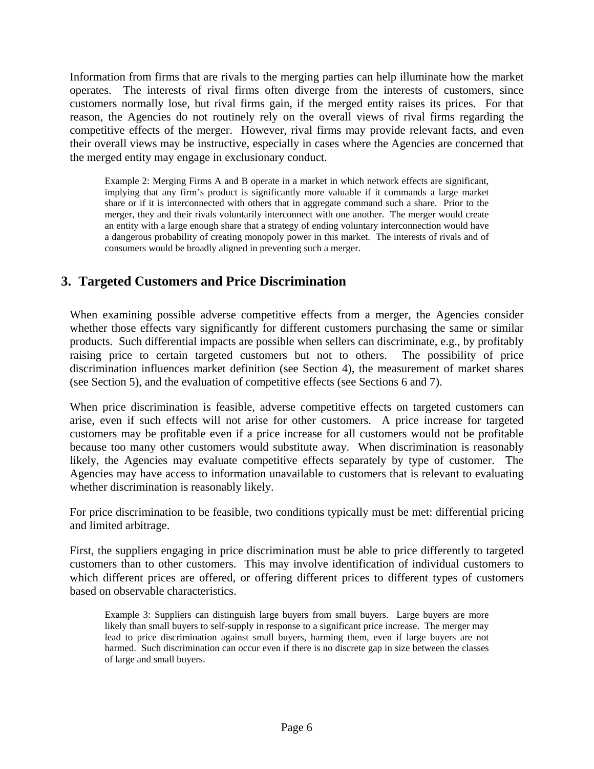Information from firms that are rivals to the merging parties can help illuminate how the market operates. The interests of rival firms often diverge from the interests of customers, since customers normally lose, but rival firms gain, if the merged entity raises its prices. For that reason, the Agencies do not routinely rely on the overall views of rival firms regarding the competitive effects of the merger. However, rival firms may provide relevant facts, and even their overall views may be instructive, especially in cases where the Agencies are concerned that the merged entity may engage in exclusionary conduct.

> Example 2: Merging Firms A and B operate in a market in which network effects are significant, implying that any firm's product is significantly more valuable if it commands a large market share or if it is interconnected with others that in aggregate command such a share. Prior to the merger, they and their rivals voluntarily interconnect with one another. The merger would create an entity with a large enough share that a strategy of ending voluntary interconnection would have a dangerous probability of creating monopoly power in this market. The interests of rivals and of consumers would be broadly aligned in preventing such a merger.

## 3. Targeted Customers and Price Discrimination

When examining possible adverse competitive effects from a merger, the Agencies consider whether those effects vary significantly for different customers purchasing the same or similar products. Such differential impacts are possible when sellers can discriminate, e.g., by profitably raising price to certain targeted customers but not to others. The possibility of price discrimination influences market definition (see Section 4), the measurement of market shares (see Section 5), and the evaluation of competitive effects (see Sections 6 and 7).

When price discrimination is feasible, adverse competitive effects on targeted customers can arise, even if such effects will not arise for other customers. A price increase for targeted customers may be profitable even if a price increase for all customers would not be profitable because too many other customers would substitute away. When discrimination is reasonably likely, the Agencies may evaluate competitive effects separately by type of customer. The Agencies may have access to information unavailable to customers that is relevant to evaluating whether discrimination is reasonably likely.

For price discrimination to be feasible, two conditions typically must be met: differential pricing and limited arbitrage.

First, the suppliers engaging in price discrimination must be able to price differently to targeted customers than to other customers. This may involve identification of individual customers to which different prices are offered, or offering different prices to different types of customers based on observable characteristics.

> Example 3: Suppliers can distinguish large buyers from small buyers. Large buyers are more likely than small buyers to self-supply in response to a significant price increase. The merger may lead to price discrimination against small buyers, harming them, even if large buyers are not harmed. Such discrimination can occur even if there is no discrete gap in size between the classes of large and small buyers.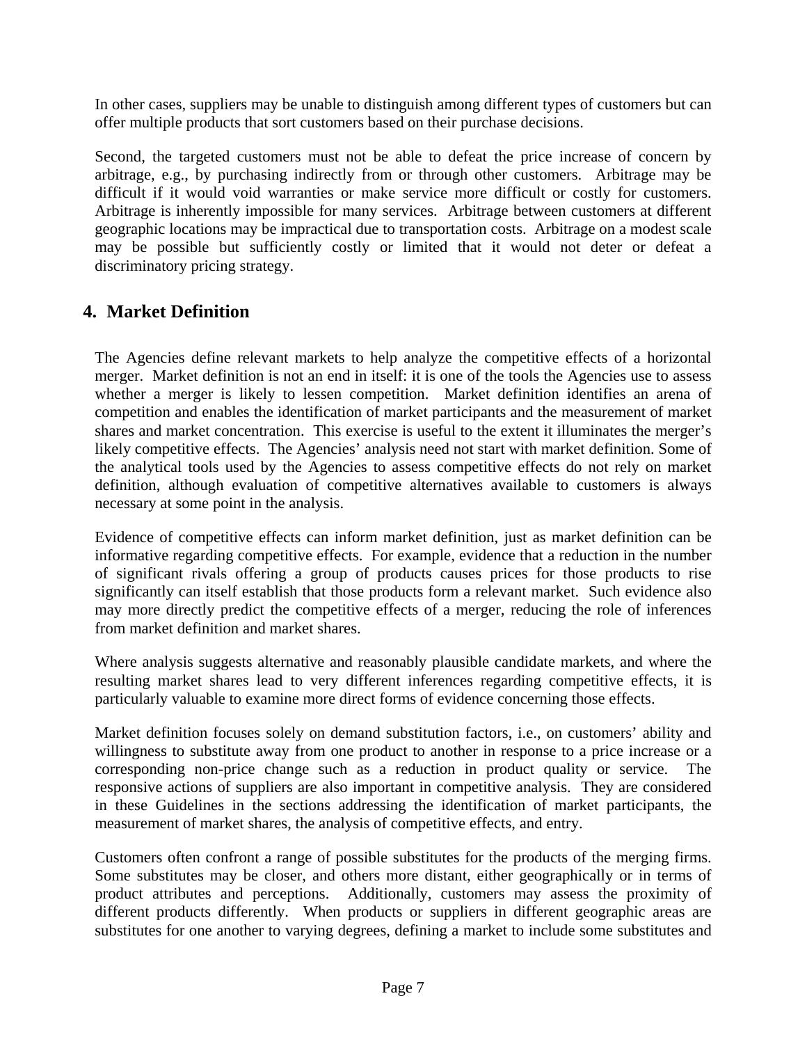In other cases, suppliers may be unable to distinguish among different types of customers but can offer multiple products that sort customers based on their purchase decisions.

Second, the targeted customers must not be able to defeat the price increase of concern by arbitrage, e.g., by purchasing indirectly from or through other customers. Arbitrage may be difficult if it would void warranties or make service more difficult or costly for customers. Arbitrage is inherently impossible for many services. Arbitrage between customers at different geographic locations may be impractical due to transportation costs. Arbitrage on a modest scale may be possible but sufficiently costly or limited that it would not deter or defeat a discriminatory pricing strategy.

## 4. Market Definition

The Agencies define relevant markets to help analyze the competitive effects of a horizontal merger. Market definition is not an end in itself: it is one of the tools the Agencies use to assess whether a merger is likely to lessen competition. Market definition identifies an arena of competition and enables the identification of market participants and the measurement of market shares and market concentration. This exercise is useful to the extent it illuminates the merger's likely competitive effects. The Agencies' analysis need not start with market definition. Some of the analytical tools used by the Agencies to assess competitive effects do not rely on market definition, although evaluation of competitive alternatives available to customers is always necessary at some point in the analysis.

Evidence of competitive effects can inform market definition, just as market definition can be informative regarding competitive effects. For example, evidence that a reduction in the number of significant rivals offering a group of products causes prices for those products to rise significantly can itself establish that those products form a relevant market. Such evidence also may more directly predict the competitive effects of a merger, reducing the role of inferences from market definition and market shares.

Where analysis suggests alternative and reasonably plausible candidate markets, and where the resulting market shares lead to very different inferences regarding competitive effects, it is particularly valuable to examine more direct forms of evidence concerning those effects.

Market definition focuses solely on demand substitution factors, i.e., on customers' ability and willingness to substitute away from one product to another in response to a price increase or a corresponding non-price change such as a reduction in product quality or service. The responsive actions of suppliers are also important in competitive analysis. They are considered in these Guidelines in the sections addressing the identification of market participants, the measurement of market shares, the analysis of competitive effects, and entry.

Customers often confront a range of possible substitutes for the products of the merging firms. Some substitutes may be closer, and others more distant, either geographically or in terms of product attributes and perceptions. Additionally, customers may assess the proximity of different products differently. When products or suppliers in different geographic areas are substitutes for one another to varying degrees, defining a market to include some substitutes and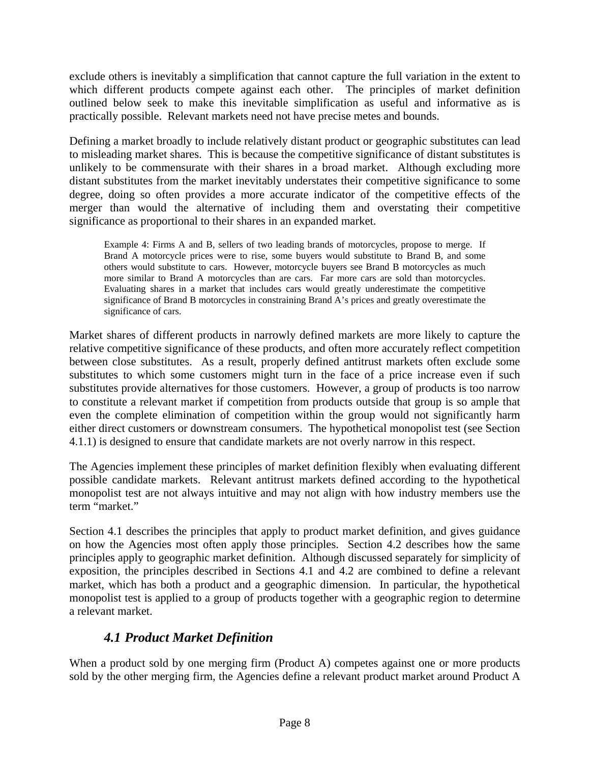exclude others is inevitably a simplification that cannot capture the full variation in the extent to which different products compete against each other. The principles of market definition outlined below seek to make this inevitable simplification as useful and informative as is practically possible. Relevant markets need not have precise metes and bounds.

Defining a market broadly to include relatively distant product or geographic substitutes can lead to misleading market shares. This is because the competitive significance of distant substitutes is unlikely to be commensurate with their shares in a broad market. Although excluding more distant substitutes from the market inevitably understates their competitive significance to some degree, doing so often provides a more accurate indicator of the competitive effects of the merger than would the alternative of including them and overstating their competitive significance as proportional to their shares in an expanded market.

> Example 4: Firms A and B, sellers of two leading brands of motorcycles, propose to merge. If Brand A motorcycle prices were to rise, some buyers would substitute to Brand B, and some others would substitute to cars. However, motorcycle buyers see Brand B motorcycles as much more similar to Brand A motorcycles than are cars. Far more cars are sold than motorcycles. Evaluating shares in a market that includes cars would greatly underestimate the competitive significance of Brand B motorcycles in constraining Brand A's prices and greatly overestimate the significance of cars.

Market shares of different products in narrowly defined markets are more likely to capture the relative competitive significance of these products, and often more accurately reflect competition between close substitutes. As a result, properly defined antitrust markets often exclude some substitutes to which some customers might turn in the face of a price increase even if such substitutes provide alternatives for those customers. However, a group of products is too narrow to constitute a relevant market if competition from products outside that group is so ample that even the complete elimination of competition within the group would not significantly harm either direct customers or downstream consumers. The hypothetical monopolist test (see Section 4.1.1) is designed to ensure that candidate markets are not overly narrow in this respect.

The Agencies implement these principles of market definition flexibly when evaluating different possible candidate markets. Relevant antitrust markets defined according to the hypothetical monopolist test are not always intuitive and may not align with how industry members use the term "market."

Section 4.1 describes the principles that apply to product market definition, and gives guidance on how the Agencies most often apply those principles. Section 4.2 describes how the same principles apply to geographic market definition. Although discussed separately for simplicity of exposition, the principles described in Sections 4.1 and 4.2 are combined to define a relevant market, which has both a product and a geographic dimension. In particular, the hypothetical monopolist test is applied to a group of products together with a geographic region to determine a relevant market.

## *4.1 Product Market Definition*

When a product sold by one merging firm (Product A) competes against one or more products sold by the other merging firm, the Agencies define a relevant product market around Product A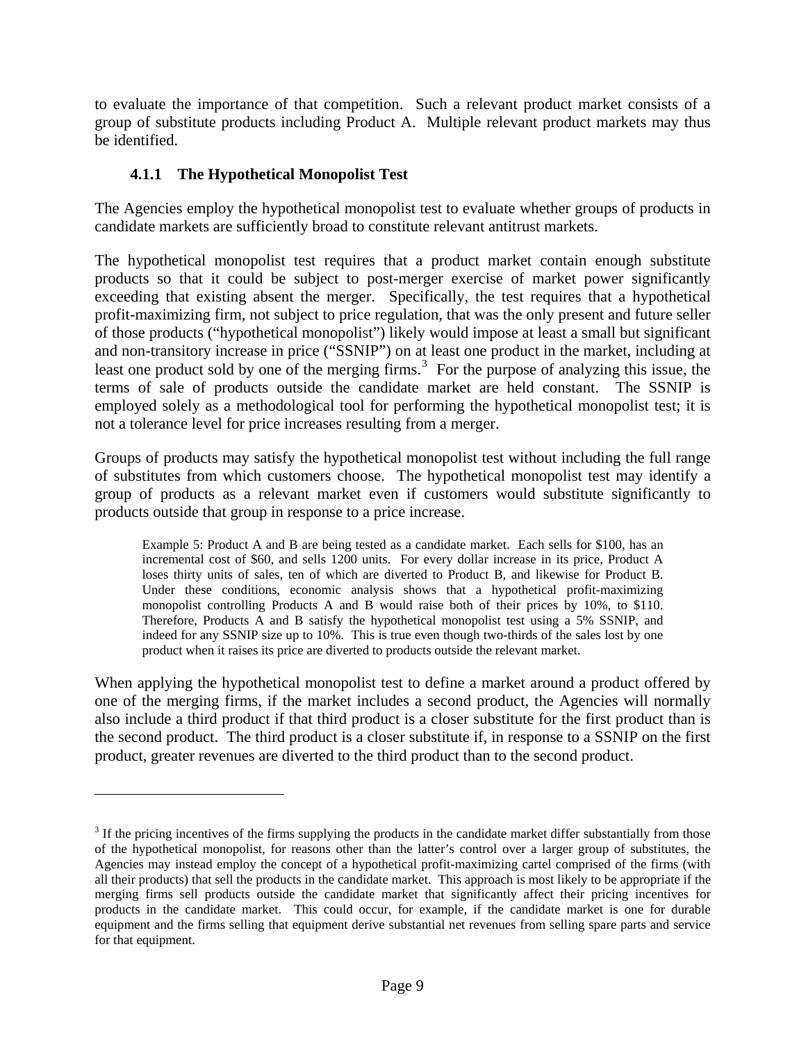to evaluate the importance of that competition. Such a relevant product market consists of a group of substitute products including Product A. Multiple relevant product markets may thus be identified.

### 4.1.1 The Hypothetical Monopolist Test

The Agencies employ the hypothetical monopolist test to evaluate whether groups of products in candidate markets are sufficiently broad to constitute relevant antitrust markets.

The hypothetical monopolist test requires that a product market contain enough substitute products so that it could be subject to post-merger exercise of market power significantly exceeding that existing absent the merger. Specifically, the test requires that a hypothetical profit-maximizing firm, not subject to price regulation, that was the only present and future seller of those products ("hypothetical monopolist") likely would impose at least a small but significant and non-transitory increase in price ("SSNIP") on at least one product in the market, including at least one product sold by one of the merging firms.[3] For the purpose of analyzing this issue, the terms of sale of products outside the candidate market are held constant. The SSNIP is employed solely as a methodological tool for performing the hypothetical monopolist test; it is not a tolerance level for price increases resulting from a merger.

Groups of products may satisfy the hypothetical monopolist test without including the full range of substitutes from which customers choose. The hypothetical monopolist test may identify a group of products as a relevant market even if customers would substitute significantly to products outside that group in response to a price increase.

> Example 5: Product A and B are being tested as a candidate market. Each sells for $100, has an incremental cost of $60, and sells 1200 units. For every dollar increase in its price, Product A loses thirty units of sales, ten of which are diverted to Product B, and likewise for Product B. Under these conditions, economic analysis shows that a hypothetical profit-maximizing monopolist controlling Products A and B would raise both of their prices by 10%, to $110. Therefore, Products A and B satisfy the hypothetical monopolist test using a 5% SSNIP, and indeed for any SSNIP size up to 10%. This is true even though two-thirds of the sales lost by one product when it raises its price are diverted to products outside the relevant market.

When applying the hypothetical monopolist test to define a market around a product offered by one of the merging firms, if the market includes a second product, the Agencies will normally also include a third product if that third product is a closer substitute for the first product than is the second product. The third product is a closer substitute if, in response to a SSNIP on the first product, greater revenues are diverted to the third product than to the second product.

---

[3] If the pricing incentives of the firms supplying the products in the candidate market differ substantially from those of the hypothetical monopolist, for reasons other than the latter's control over a larger group of substitutes, the Agencies may instead employ the concept of a hypothetical profit-maximizing cartel comprised of the firms (with all their products) that sell the products in the candidate market. This approach is most likely to be appropriate if the merging firms sell products outside the candidate market that significantly affect their pricing incentives for products in the candidate market. This could occur, for example, if the candidate market is one for durable equipment and the firms selling that equipment derive substantial net revenues from selling spare parts and service for that equipment.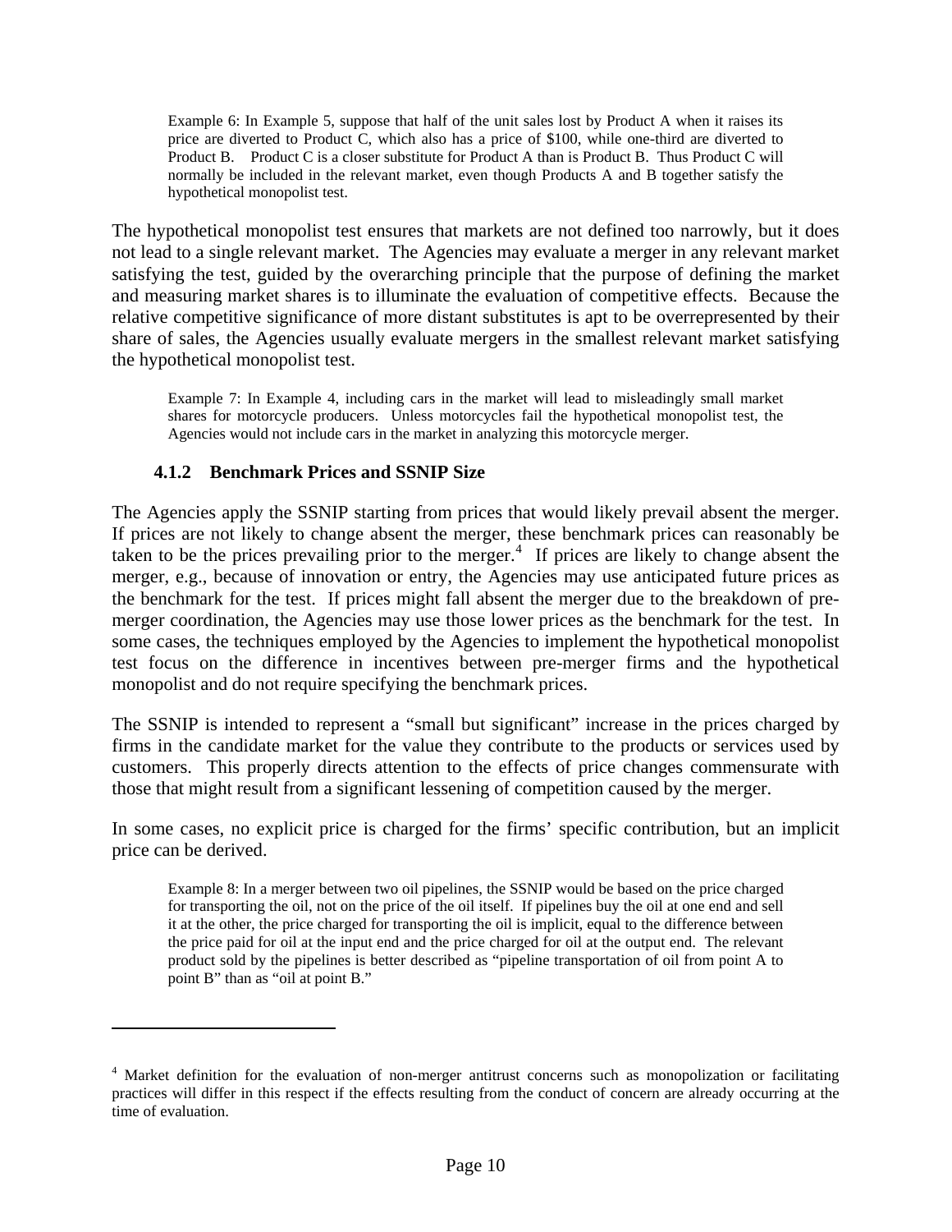> Example 6: In Example 5, suppose that half of the unit sales lost by Product A when it raises its price are diverted to Product C, which also has a price of $100, while one-third are diverted to Product B. Product C is a closer substitute for Product A than is Product B. Thus Product C will normally be included in the relevant market, even though Products A and B together satisfy the hypothetical monopolist test.

The hypothetical monopolist test ensures that markets are not defined too narrowly, but it does not lead to a single relevant market. The Agencies may evaluate a merger in any relevant market satisfying the test, guided by the overarching principle that the purpose of defining the market and measuring market shares is to illuminate the evaluation of competitive effects. Because the relative competitive significance of more distant substitutes is apt to be overrepresented by their share of sales, the Agencies usually evaluate mergers in the smallest relevant market satisfying the hypothetical monopolist test.

> Example 7: In Example 4, including cars in the market will lead to misleadingly small market shares for motorcycle producers. Unless motorcycles fail the hypothetical monopolist test, the Agencies would not include cars in the market in analyzing this motorcycle merger.

### 4.1.2 Benchmark Prices and SSNIP Size

The Agencies apply the SSNIP starting from prices that would likely prevail absent the merger. If prices are not likely to change absent the merger, these benchmark prices can reasonably be taken to be the prices prevailing prior to the merger.[4] If prices are likely to change absent the merger, e.g., because of innovation or entry, the Agencies may use anticipated future prices as the benchmark for the test. If prices might fall absent the merger due to the breakdown of pre-merger coordination, the Agencies may use those lower prices as the benchmark for the test. In some cases, the techniques employed by the Agencies to implement the hypothetical monopolist test focus on the difference in incentives between pre-merger firms and the hypothetical monopolist and do not require specifying the benchmark prices.

The SSNIP is intended to represent a "small but significant" increase in the prices charged by firms in the candidate market for the value they contribute to the products or services used by customers. This properly directs attention to the effects of price changes commensurate with those that might result from a significant lessening of competition caused by the merger.

In some cases, no explicit price is charged for the firms' specific contribution, but an implicit price can be derived.

> Example 8: In a merger between two oil pipelines, the SSNIP would be based on the price charged for transporting the oil, not on the price of the oil itself. If pipelines buy the oil at one end and sell it at the other, the price charged for transporting the oil is implicit, equal to the difference between the price paid for oil at the input end and the price charged for oil at the output end. The relevant product sold by the pipelines is better described as "pipeline transportation of oil from point A to point B" than as "oil at point B."

---

[4] Market definition for the evaluation of non-merger antitrust concerns such as monopolization or facilitating practices will differ in this respect if the effects resulting from the conduct of concern are already occurring at the time of evaluation.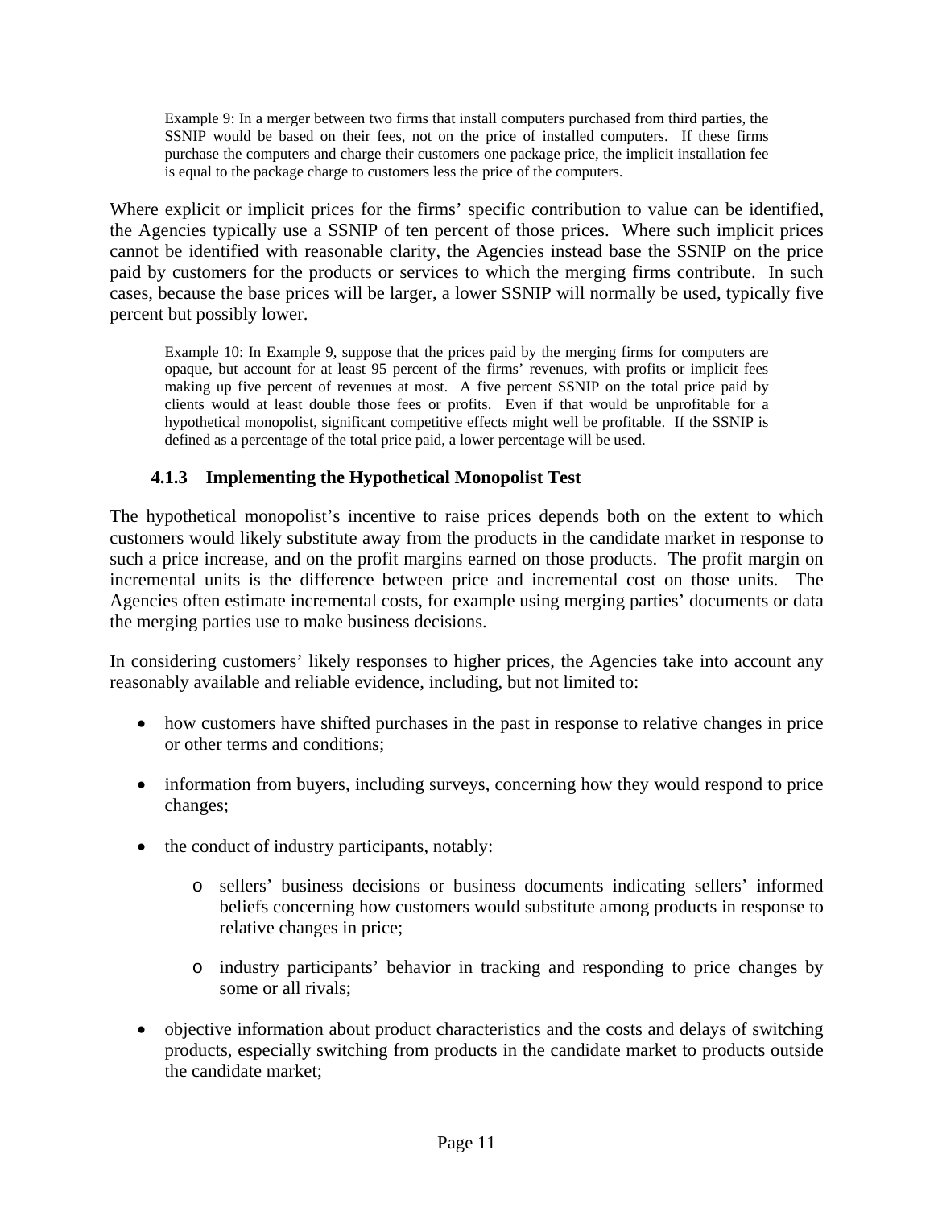> Example 9: In a merger between two firms that install computers purchased from third parties, the SSNIP would be based on their fees, not on the price of installed computers. If these firms purchase the computers and charge their customers one package price, the implicit installation fee is equal to the package charge to customers less the price of the computers.

Where explicit or implicit prices for the firms' specific contribution to value can be identified, the Agencies typically use a SSNIP of ten percent of those prices. Where such implicit prices cannot be identified with reasonable clarity, the Agencies instead base the SSNIP on the price paid by customers for the products or services to which the merging firms contribute. In such cases, because the base prices will be larger, a lower SSNIP will normally be used, typically five percent but possibly lower.

> Example 10: In Example 9, suppose that the prices paid by the merging firms for computers are opaque, but account for at least 95 percent of the firms' revenues, with profits or implicit fees making up five percent of revenues at most. A five percent SSNIP on the total price paid by clients would at least double those fees or profits. Even if that would be unprofitable for a hypothetical monopolist, significant competitive effects might well be profitable. If the SSNIP is defined as a percentage of the total price paid, a lower percentage will be used.

### 4.1.3 Implementing the Hypothetical Monopolist Test

The hypothetical monopolist's incentive to raise prices depends both on the extent to which customers would likely substitute away from the products in the candidate market in response to such a price increase, and on the profit margins earned on those products. The profit margin on incremental units is the difference between price and incremental cost on those units. The Agencies often estimate incremental costs, for example using merging parties' documents or data the merging parties use to make business decisions.

In considering customers' likely responses to higher prices, the Agencies take into account any reasonably available and reliable evidence, including, but not limited to:

- how customers have shifted purchases in the past in response to relative changes in price or other terms and conditions;
- information from buyers, including surveys, concerning how they would respond to price changes;
- the conduct of industry participants, notably:
  - sellers' business decisions or business documents indicating sellers' informed beliefs concerning how customers would substitute among products in response to relative changes in price;
  - industry participants' behavior in tracking and responding to price changes by some or all rivals;
- objective information about product characteristics and the costs and delays of switching products, especially switching from products in the candidate market to products outside the candidate market;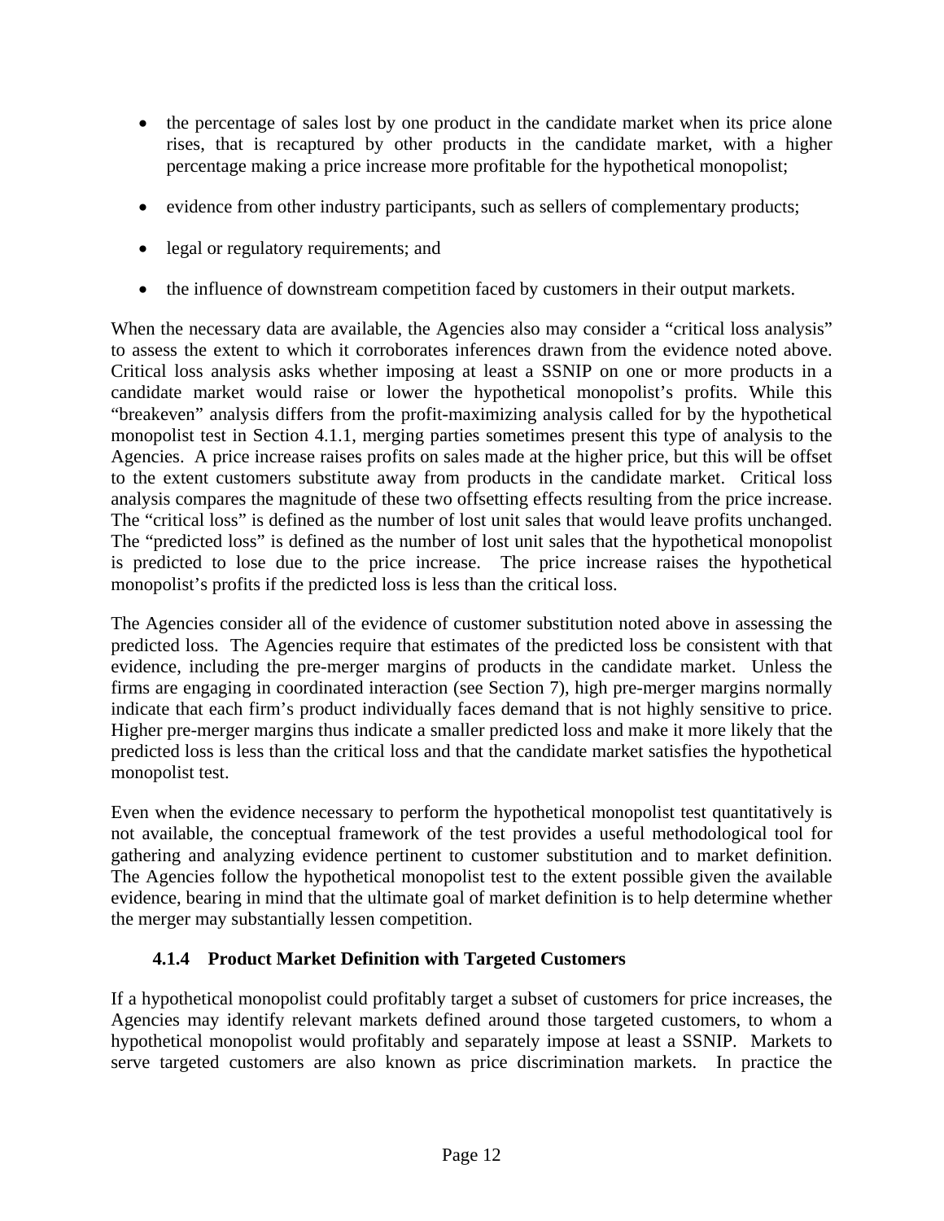- the percentage of sales lost by one product in the candidate market when its price alone rises, that is recaptured by other products in the candidate market, with a higher percentage making a price increase more profitable for the hypothetical monopolist;
- evidence from other industry participants, such as sellers of complementary products;
- legal or regulatory requirements; and
- the influence of downstream competition faced by customers in their output markets.

When the necessary data are available, the Agencies also may consider a "critical loss analysis" to assess the extent to which it corroborates inferences drawn from the evidence noted above. Critical loss analysis asks whether imposing at least a SSNIP on one or more products in a candidate market would raise or lower the hypothetical monopolist's profits. While this "breakeven" analysis differs from the profit-maximizing analysis called for by the hypothetical monopolist test in Section 4.1.1, merging parties sometimes present this type of analysis to the Agencies. A price increase raises profits on sales made at the higher price, but this will be offset to the extent customers substitute away from products in the candidate market. Critical loss analysis compares the magnitude of these two offsetting effects resulting from the price increase. The "critical loss" is defined as the number of lost unit sales that would leave profits unchanged. The "predicted loss" is defined as the number of lost unit sales that the hypothetical monopolist is predicted to lose due to the price increase. The price increase raises the hypothetical monopolist's profits if the predicted loss is less than the critical loss.

The Agencies consider all of the evidence of customer substitution noted above in assessing the predicted loss. The Agencies require that estimates of the predicted loss be consistent with that evidence, including the pre-merger margins of products in the candidate market. Unless the firms are engaging in coordinated interaction (see Section 7), high pre-merger margins normally indicate that each firm's product individually faces demand that is not highly sensitive to price. Higher pre-merger margins thus indicate a smaller predicted loss and make it more likely that the predicted loss is less than the critical loss and that the candidate market satisfies the hypothetical monopolist test.

Even when the evidence necessary to perform the hypothetical monopolist test quantitatively is not available, the conceptual framework of the test provides a useful methodological tool for gathering and analyzing evidence pertinent to customer substitution and to market definition. The Agencies follow the hypothetical monopolist test to the extent possible given the available evidence, bearing in mind that the ultimate goal of market definition is to help determine whether the merger may substantially lessen competition.

#### 4.1.4 Product Market Definition with Targeted Customers

If a hypothetical monopolist could profitably target a subset of customers for price increases, the Agencies may identify relevant markets defined around those targeted customers, to whom a hypothetical monopolist would profitably and separately impose at least a SSNIP. Markets to serve targeted customers are also known as price discrimination markets. In practice the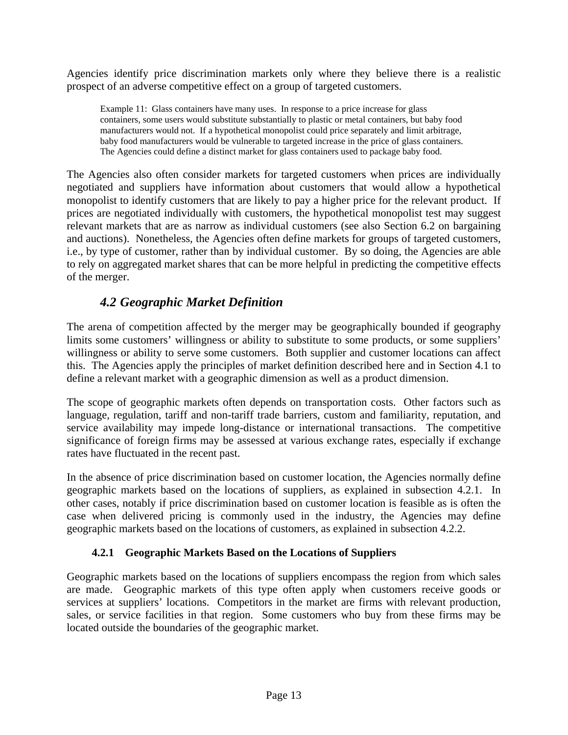Agencies identify price discrimination markets only where they believe there is a realistic prospect of an adverse competitive effect on a group of targeted customers.

> Example 11: Glass containers have many uses. In response to a price increase for glass containers, some users would substitute substantially to plastic or metal containers, but baby food manufacturers would not. If a hypothetical monopolist could price separately and limit arbitrage, baby food manufacturers would be vulnerable to targeted increase in the price of glass containers. The Agencies could define a distinct market for glass containers used to package baby food.

The Agencies also often consider markets for targeted customers when prices are individually negotiated and suppliers have information about customers that would allow a hypothetical monopolist to identify customers that are likely to pay a higher price for the relevant product. If prices are negotiated individually with customers, the hypothetical monopolist test may suggest relevant markets that are as narrow as individual customers (see also Section 6.2 on bargaining and auctions). Nonetheless, the Agencies often define markets for groups of targeted customers, i.e., by type of customer, rather than by individual customer. By so doing, the Agencies are able to rely on aggregated market shares that can be more helpful in predicting the competitive effects of the merger.

## *4.2 Geographic Market Definition*

The arena of competition affected by the merger may be geographically bounded if geography limits some customers' willingness or ability to substitute to some products, or some suppliers' willingness or ability to serve some customers. Both supplier and customer locations can affect this. The Agencies apply the principles of market definition described here and in Section 4.1 to define a relevant market with a geographic dimension as well as a product dimension.

The scope of geographic markets often depends on transportation costs. Other factors such as language, regulation, tariff and non-tariff trade barriers, custom and familiarity, reputation, and service availability may impede long-distance or international transactions. The competitive significance of foreign firms may be assessed at various exchange rates, especially if exchange rates have fluctuated in the recent past.

In the absence of price discrimination based on customer location, the Agencies normally define geographic markets based on the locations of suppliers, as explained in subsection 4.2.1. In other cases, notably if price discrimination based on customer location is feasible as is often the case when delivered pricing is commonly used in the industry, the Agencies may define geographic markets based on the locations of customers, as explained in subsection 4.2.2.

### 4.2.1 Geographic Markets Based on the Locations of Suppliers

Geographic markets based on the locations of suppliers encompass the region from which sales are made. Geographic markets of this type often apply when customers receive goods or services at suppliers' locations. Competitors in the market are firms with relevant production, sales, or service facilities in that region. Some customers who buy from these firms may be located outside the boundaries of the geographic market.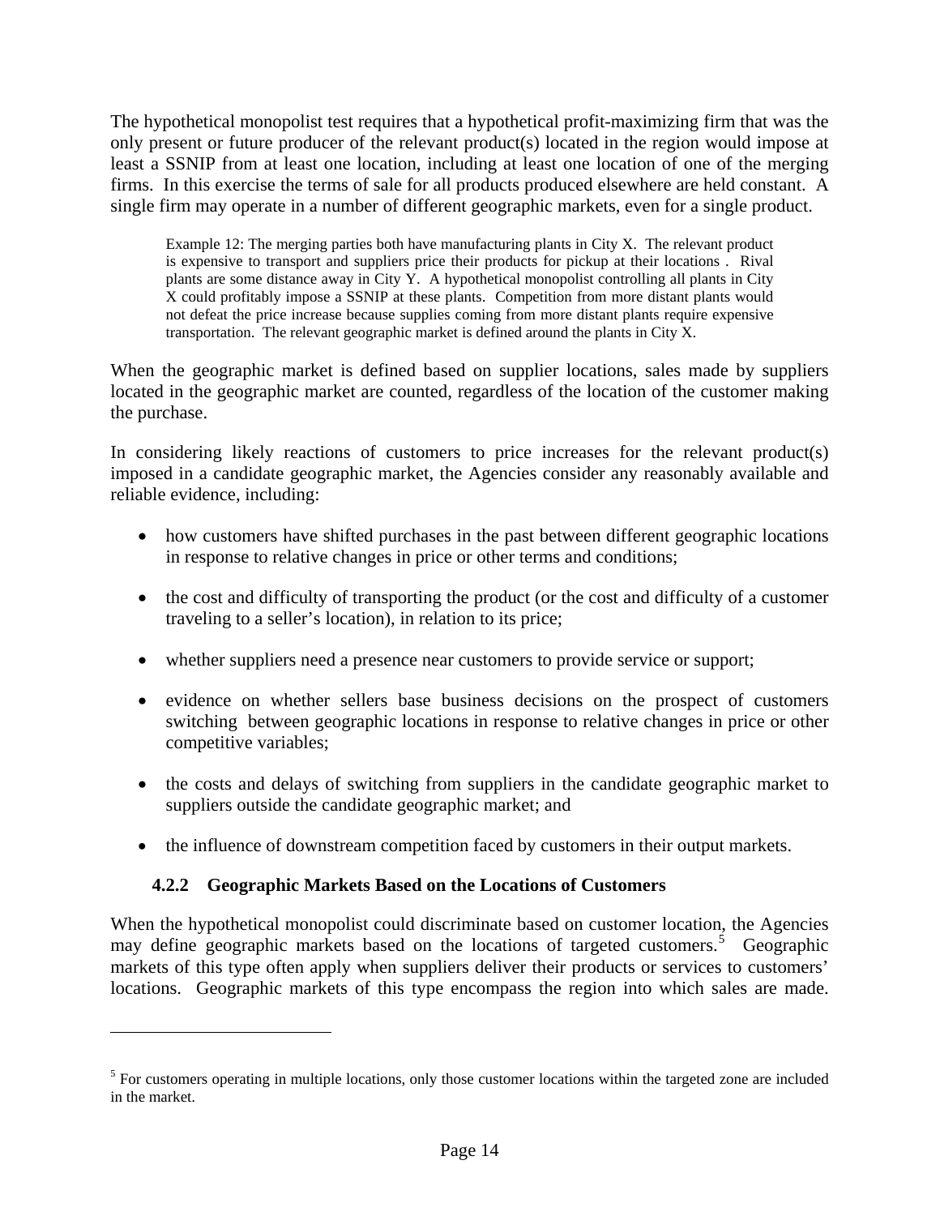The hypothetical monopolist test requires that a hypothetical profit-maximizing firm that was the only present or future producer of the relevant product(s) located in the region would impose at least a SSNIP from at least one location, including at least one location of one of the merging firms. In this exercise the terms of sale for all products produced elsewhere are held constant. A single firm may operate in a number of different geographic markets, even for a single product.

> Example 12: The merging parties both have manufacturing plants in City X. The relevant product is expensive to transport and suppliers price their products for pickup at their locations . Rival plants are some distance away in City Y. A hypothetical monopolist controlling all plants in City X could profitably impose a SSNIP at these plants. Competition from more distant plants would not defeat the price increase because supplies coming from more distant plants require expensive transportation. The relevant geographic market is defined around the plants in City X.

When the geographic market is defined based on supplier locations, sales made by suppliers located in the geographic market are counted, regardless of the location of the customer making the purchase.

In considering likely reactions of customers to price increases for the relevant product(s) imposed in a candidate geographic market, the Agencies consider any reasonably available and reliable evidence, including:

- how customers have shifted purchases in the past between different geographic locations in response to relative changes in price or other terms and conditions;
- the cost and difficulty of transporting the product (or the cost and difficulty of a customer traveling to a seller's location), in relation to its price;
- whether suppliers need a presence near customers to provide service or support;
- evidence on whether sellers base business decisions on the prospect of customers switching between geographic locations in response to relative changes in price or other competitive variables;
- the costs and delays of switching from suppliers in the candidate geographic market to suppliers outside the candidate geographic market; and
- the influence of downstream competition faced by customers in their output markets.

### 4.2.2 Geographic Markets Based on the Locations of Customers

When the hypothetical monopolist could discriminate based on customer location, the Agencies may define geographic markets based on the locations of targeted customers.[5] Geographic markets of this type often apply when suppliers deliver their products or services to customers' locations. Geographic markets of this type encompass the region into which sales are made.

[5] For customers operating in multiple locations, only those customer locations within the targeted zone are included in the market.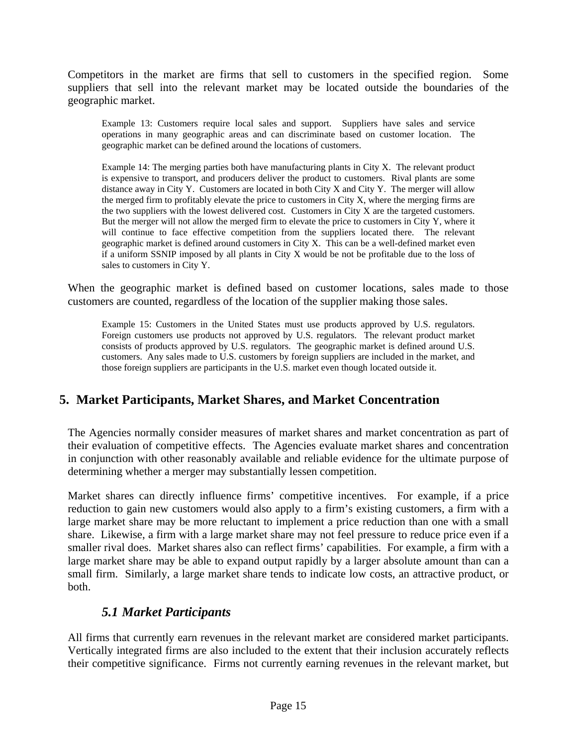Competitors in the market are firms that sell to customers in the specified region. Some suppliers that sell into the relevant market may be located outside the boundaries of the geographic market.

> Example 13: Customers require local sales and support. Suppliers have sales and service operations in many geographic areas and can discriminate based on customer location. The geographic market can be defined around the locations of customers.

> Example 14: The merging parties both have manufacturing plants in City X. The relevant product is expensive to transport, and producers deliver the product to customers. Rival plants are some distance away in City Y. Customers are located in both City X and City Y. The merger will allow the merged firm to profitably elevate the price to customers in City X, where the merging firms are the two suppliers with the lowest delivered cost. Customers in City X are the targeted customers. But the merger will not allow the merged firm to elevate the price to customers in City Y, where it will continue to face effective competition from the suppliers located there. The relevant geographic market is defined around customers in City X. This can be a well-defined market even if a uniform SSNIP imposed by all plants in City X would be not be profitable due to the loss of sales to customers in City Y.

When the geographic market is defined based on customer locations, sales made to those customers are counted, regardless of the location of the supplier making those sales.

> Example 15: Customers in the United States must use products approved by U.S. regulators. Foreign customers use products not approved by U.S. regulators. The relevant product market consists of products approved by U.S. regulators. The geographic market is defined around U.S. customers. Any sales made to U.S. customers by foreign suppliers are included in the market, and those foreign suppliers are participants in the U.S. market even though located outside it.

## 5. Market Participants, Market Shares, and Market Concentration

The Agencies normally consider measures of market shares and market concentration as part of their evaluation of competitive effects. The Agencies evaluate market shares and concentration in conjunction with other reasonably available and reliable evidence for the ultimate purpose of determining whether a merger may substantially lessen competition.

Market shares can directly influence firms' competitive incentives. For example, if a price reduction to gain new customers would also apply to a firm's existing customers, a firm with a large market share may be more reluctant to implement a price reduction than one with a small share. Likewise, a firm with a large market share may not feel pressure to reduce price even if a smaller rival does. Market shares also can reflect firms' capabilities. For example, a firm with a large market share may be able to expand output rapidly by a larger absolute amount than can a small firm. Similarly, a large market share tends to indicate low costs, an attractive product, or both.

### *5.1 Market Participants*

All firms that currently earn revenues in the relevant market are considered market participants. Vertically integrated firms are also included to the extent that their inclusion accurately reflects their competitive significance. Firms not currently earning revenues in the relevant market, but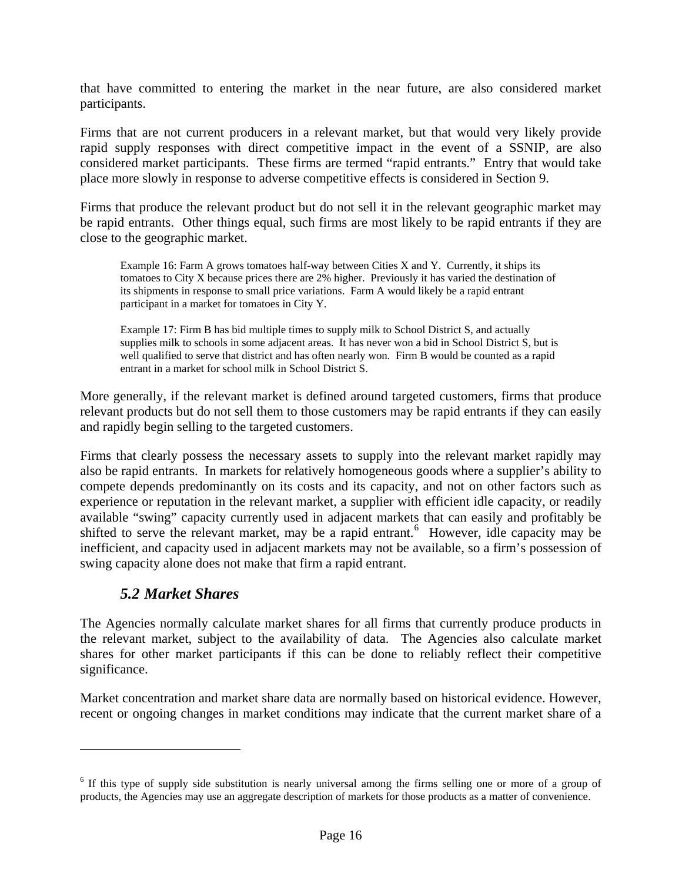that have committed to entering the market in the near future, are also considered market participants.

Firms that are not current producers in a relevant market, but that would very likely provide rapid supply responses with direct competitive impact in the event of a SSNIP, are also considered market participants. These firms are termed "rapid entrants." Entry that would take place more slowly in response to adverse competitive effects is considered in Section 9.

Firms that produce the relevant product but do not sell it in the relevant geographic market may be rapid entrants. Other things equal, such firms are most likely to be rapid entrants if they are close to the geographic market.

> Example 16: Farm A grows tomatoes half-way between Cities X and Y. Currently, it ships its tomatoes to City X because prices there are 2% higher. Previously it has varied the destination of its shipments in response to small price variations. Farm A would likely be a rapid entrant participant in a market for tomatoes in City Y.

> Example 17: Firm B has bid multiple times to supply milk to School District S, and actually supplies milk to schools in some adjacent areas. It has never won a bid in School District S, but is well qualified to serve that district and has often nearly won. Firm B would be counted as a rapid entrant in a market for school milk in School District S.

More generally, if the relevant market is defined around targeted customers, firms that produce relevant products but do not sell them to those customers may be rapid entrants if they can easily and rapidly begin selling to the targeted customers.

Firms that clearly possess the necessary assets to supply into the relevant market rapidly may also be rapid entrants. In markets for relatively homogeneous goods where a supplier's ability to compete depends predominantly on its costs and its capacity, and not on other factors such as experience or reputation in the relevant market, a supplier with efficient idle capacity, or readily available "swing" capacity currently used in adjacent markets that can easily and profitably be shifted to serve the relevant market, may be a rapid entrant.[6] However, idle capacity may be inefficient, and capacity used in adjacent markets may not be available, so a firm's possession of swing capacity alone does not make that firm a rapid entrant.

### *5.2 Market Shares*

The Agencies normally calculate market shares for all firms that currently produce products in the relevant market, subject to the availability of data. The Agencies also calculate market shares for other market participants if this can be done to reliably reflect their competitive significance.

Market concentration and market share data are normally based on historical evidence. However, recent or ongoing changes in market conditions may indicate that the current market share of a

---

[6] If this type of supply side substitution is nearly universal among the firms selling one or more of a group of products, the Agencies may use an aggregate description of markets for those products as a matter of convenience.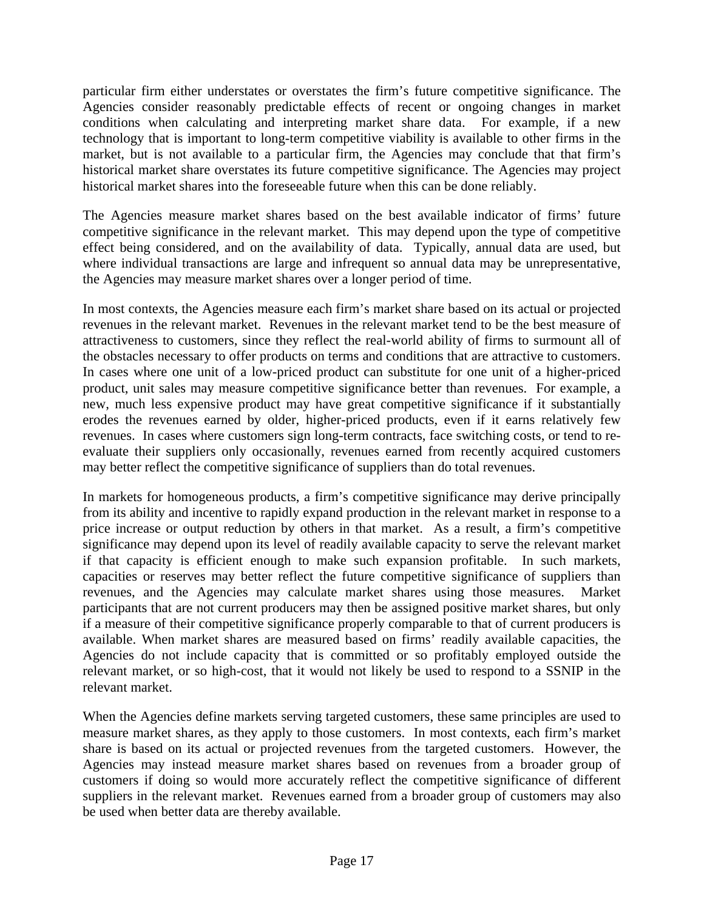particular firm either understates or overstates the firm's future competitive significance. The Agencies consider reasonably predictable effects of recent or ongoing changes in market conditions when calculating and interpreting market share data. For example, if a new technology that is important to long-term competitive viability is available to other firms in the market, but is not available to a particular firm, the Agencies may conclude that that firm's historical market share overstates its future competitive significance. The Agencies may project historical market shares into the foreseeable future when this can be done reliably.

The Agencies measure market shares based on the best available indicator of firms' future competitive significance in the relevant market. This may depend upon the type of competitive effect being considered, and on the availability of data. Typically, annual data are used, but where individual transactions are large and infrequent so annual data may be unrepresentative, the Agencies may measure market shares over a longer period of time.

In most contexts, the Agencies measure each firm's market share based on its actual or projected revenues in the relevant market. Revenues in the relevant market tend to be the best measure of attractiveness to customers, since they reflect the real-world ability of firms to surmount all of the obstacles necessary to offer products on terms and conditions that are attractive to customers. In cases where one unit of a low-priced product can substitute for one unit of a higher-priced product, unit sales may measure competitive significance better than revenues. For example, a new, much less expensive product may have great competitive significance if it substantially erodes the revenues earned by older, higher-priced products, even if it earns relatively few revenues. In cases where customers sign long-term contracts, face switching costs, or tend to re-evaluate their suppliers only occasionally, revenues earned from recently acquired customers may better reflect the competitive significance of suppliers than do total revenues.

In markets for homogeneous products, a firm's competitive significance may derive principally from its ability and incentive to rapidly expand production in the relevant market in response to a price increase or output reduction by others in that market. As a result, a firm's competitive significance may depend upon its level of readily available capacity to serve the relevant market if that capacity is efficient enough to make such expansion profitable. In such markets, capacities or reserves may better reflect the future competitive significance of suppliers than revenues, and the Agencies may calculate market shares using those measures. Market participants that are not current producers may then be assigned positive market shares, but only if a measure of their competitive significance properly comparable to that of current producers is available. When market shares are measured based on firms' readily available capacities, the Agencies do not include capacity that is committed or so profitably employed outside the relevant market, or so high-cost, that it would not likely be used to respond to a SSNIP in the relevant market.

When the Agencies define markets serving targeted customers, these same principles are used to measure market shares, as they apply to those customers. In most contexts, each firm's market share is based on its actual or projected revenues from the targeted customers. However, the Agencies may instead measure market shares based on revenues from a broader group of customers if doing so would more accurately reflect the competitive significance of different suppliers in the relevant market. Revenues earned from a broader group of customers may also be used when better data are thereby available.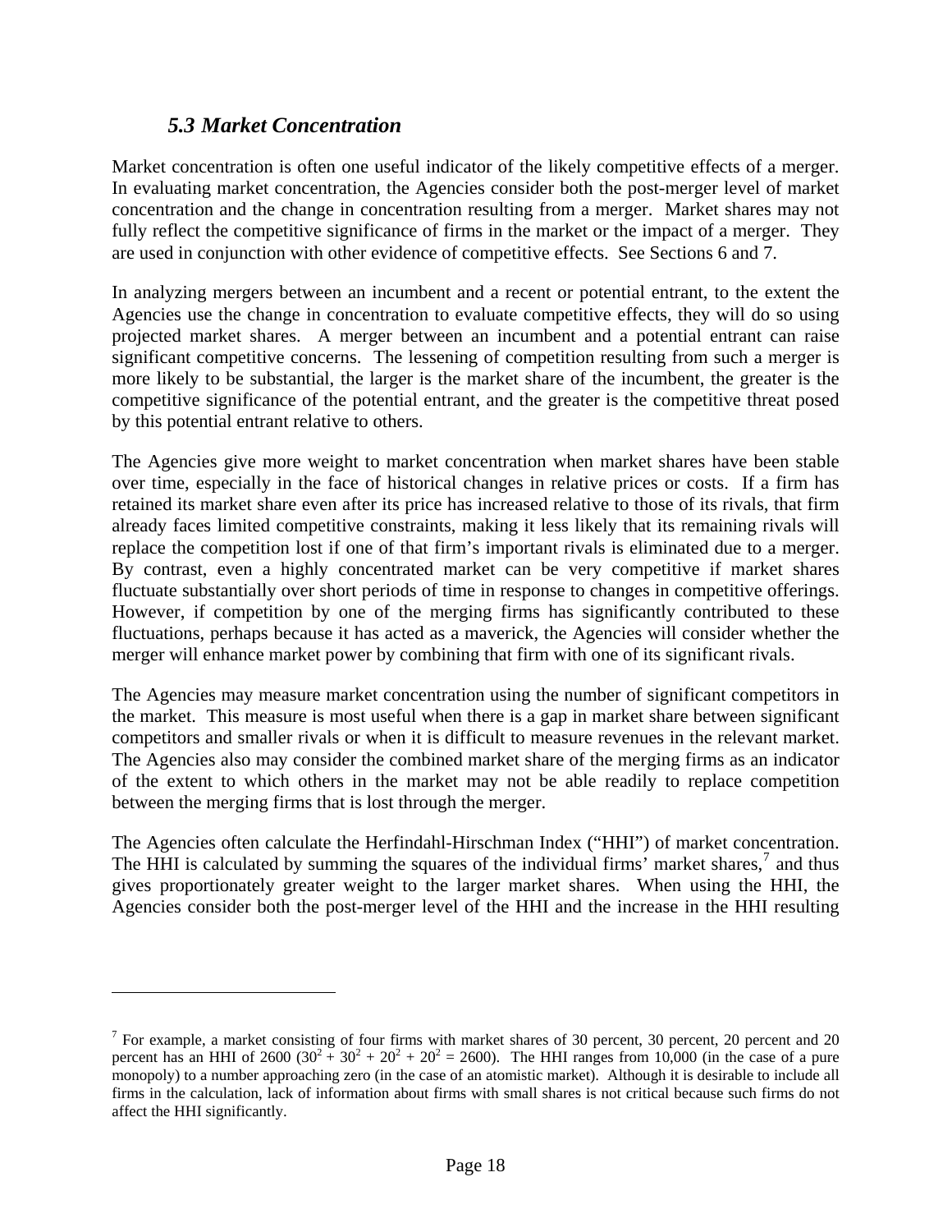### *5.3 Market Concentration*

Market concentration is often one useful indicator of the likely competitive effects of a merger. In evaluating market concentration, the Agencies consider both the post-merger level of market concentration and the change in concentration resulting from a merger. Market shares may not fully reflect the competitive significance of firms in the market or the impact of a merger. They are used in conjunction with other evidence of competitive effects. See Sections 6 and 7.

In analyzing mergers between an incumbent and a recent or potential entrant, to the extent the Agencies use the change in concentration to evaluate competitive effects, they will do so using projected market shares. A merger between an incumbent and a potential entrant can raise significant competitive concerns. The lessening of competition resulting from such a merger is more likely to be substantial, the larger is the market share of the incumbent, the greater is the competitive significance of the potential entrant, and the greater is the competitive threat posed by this potential entrant relative to others.

The Agencies give more weight to market concentration when market shares have been stable over time, especially in the face of historical changes in relative prices or costs. If a firm has retained its market share even after its price has increased relative to those of its rivals, that firm already faces limited competitive constraints, making it less likely that its remaining rivals will replace the competition lost if one of that firm's important rivals is eliminated due to a merger. By contrast, even a highly concentrated market can be very competitive if market shares fluctuate substantially over short periods of time in response to changes in competitive offerings. However, if competition by one of the merging firms has significantly contributed to these fluctuations, perhaps because it has acted as a maverick, the Agencies will consider whether the merger will enhance market power by combining that firm with one of its significant rivals.

The Agencies may measure market concentration using the number of significant competitors in the market. This measure is most useful when there is a gap in market share between significant competitors and smaller rivals or when it is difficult to measure revenues in the relevant market. The Agencies also may consider the combined market share of the merging firms as an indicator of the extent to which others in the market may not be able readily to replace competition between the merging firms that is lost through the merger.

The Agencies often calculate the Herfindahl-Hirschman Index ("HHI") of market concentration. The HHI is calculated by summing the squares of the individual firms' market shares,[7] and thus gives proportionately greater weight to the larger market shares. When using the HHI, the Agencies consider both the post-merger level of the HHI and the increase in the HHI resulting

---

[7] For example, a market consisting of four firms with market shares of 30 percent, 30 percent, 20 percent and 20 percent has an HHI of 2600 ($30^2 + 30^2 + 20^2 + 20^2 = 2600$). The HHI ranges from 10,000 (in the case of a pure monopoly) to a number approaching zero (in the case of an atomistic market). Although it is desirable to include all firms in the calculation, lack of information about firms with small shares is not critical because such firms do not affect the HHI significantly.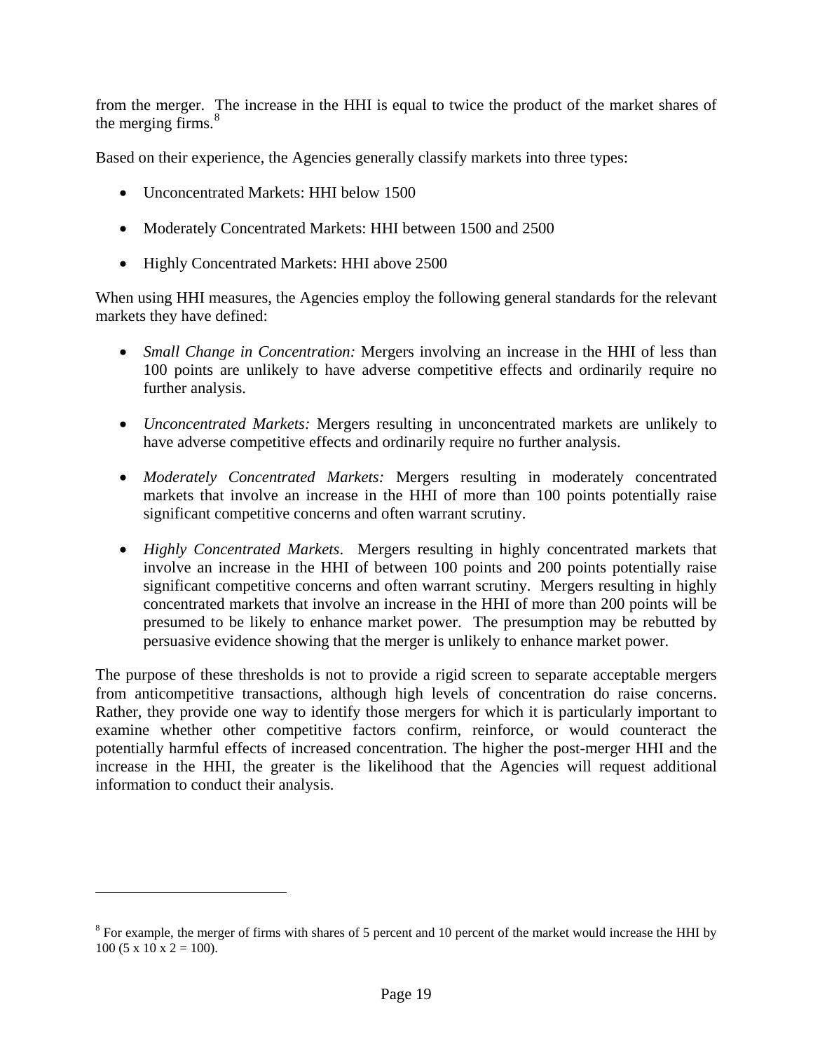from the merger. The increase in the HHI is equal to twice the product of the market shares of the merging firms.[8]

Based on their experience, the Agencies generally classify markets into three types:

- Unconcentrated Markets: HHI below 1500
- Moderately Concentrated Markets: HHI between 1500 and 2500
- Highly Concentrated Markets: HHI above 2500

When using HHI measures, the Agencies employ the following general standards for the relevant markets they have defined:

- *Small Change in Concentration:* Mergers involving an increase in the HHI of less than 100 points are unlikely to have adverse competitive effects and ordinarily require no further analysis.
- *Unconcentrated Markets:* Mergers resulting in unconcentrated markets are unlikely to have adverse competitive effects and ordinarily require no further analysis.
- *Moderately Concentrated Markets:* Mergers resulting in moderately concentrated markets that involve an increase in the HHI of more than 100 points potentially raise significant competitive concerns and often warrant scrutiny.
- *Highly Concentrated Markets*. Mergers resulting in highly concentrated markets that involve an increase in the HHI of between 100 points and 200 points potentially raise significant competitive concerns and often warrant scrutiny. Mergers resulting in highly concentrated markets that involve an increase in the HHI of more than 200 points will be presumed to be likely to enhance market power. The presumption may be rebutted by persuasive evidence showing that the merger is unlikely to enhance market power.

The purpose of these thresholds is not to provide a rigid screen to separate acceptable mergers from anticompetitive transactions, although high levels of concentration do raise concerns. Rather, they provide one way to identify those mergers for which it is particularly important to examine whether other competitive factors confirm, reinforce, or would counteract the potentially harmful effects of increased concentration. The higher the post-merger HHI and the increase in the HHI, the greater is the likelihood that the Agencies will request additional information to conduct their analysis.

---

[8] For example, the merger of firms with shares of 5 percent and 10 percent of the market would increase the HHI by 100 (5 x 10 x 2 = 100).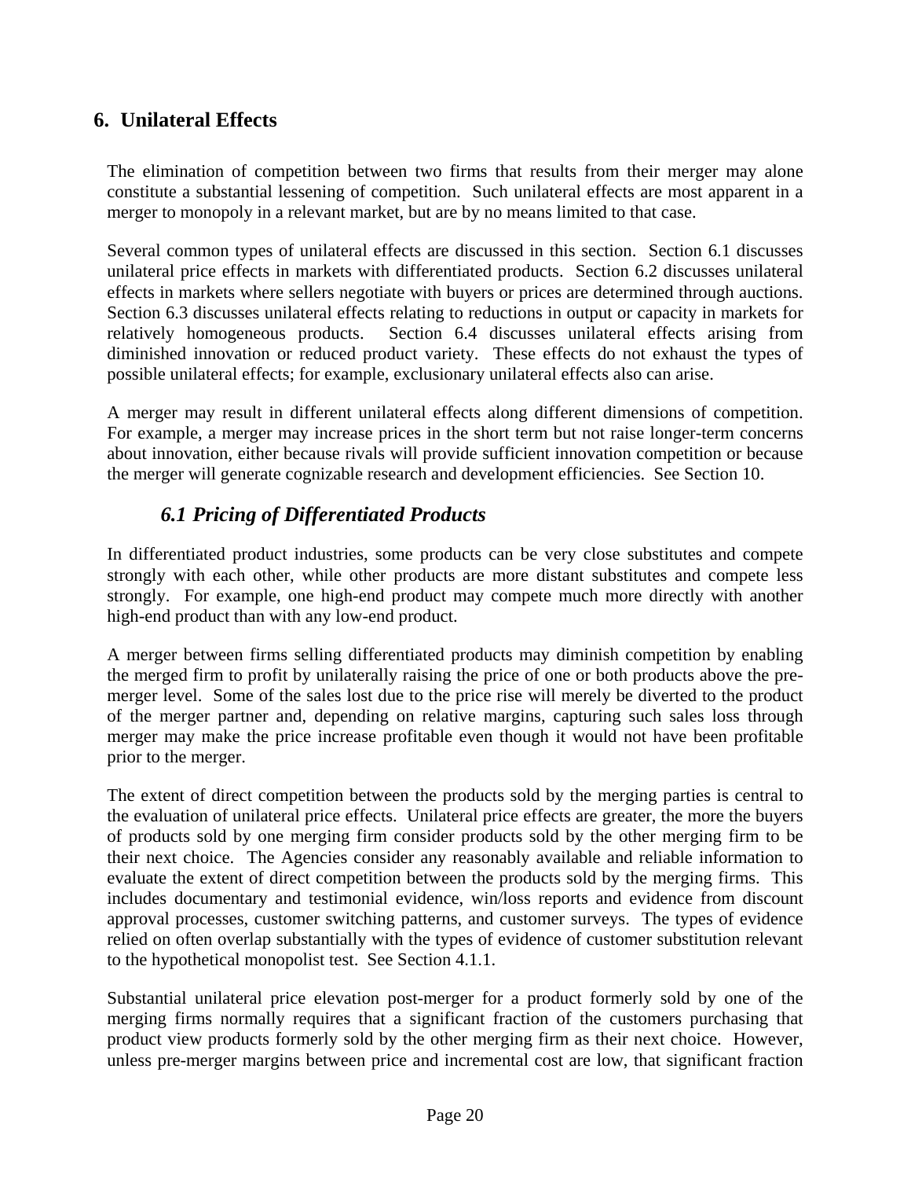## 6. Unilateral Effects

The elimination of competition between two firms that results from their merger may alone constitute a substantial lessening of competition. Such unilateral effects are most apparent in a merger to monopoly in a relevant market, but are by no means limited to that case.

Several common types of unilateral effects are discussed in this section. Section 6.1 discusses unilateral price effects in markets with differentiated products. Section 6.2 discusses unilateral effects in markets where sellers negotiate with buyers or prices are determined through auctions. Section 6.3 discusses unilateral effects relating to reductions in output or capacity in markets for relatively homogeneous products. Section 6.4 discusses unilateral effects arising from diminished innovation or reduced product variety. These effects do not exhaust the types of possible unilateral effects; for example, exclusionary unilateral effects also can arise.

A merger may result in different unilateral effects along different dimensions of competition. For example, a merger may increase prices in the short term but not raise longer-term concerns about innovation, either because rivals will provide sufficient innovation competition or because the merger will generate cognizable research and development efficiencies. See Section 10.

### *6.1 Pricing of Differentiated Products*

In differentiated product industries, some products can be very close substitutes and compete strongly with each other, while other products are more distant substitutes and compete less strongly. For example, one high-end product may compete much more directly with another high-end product than with any low-end product.

A merger between firms selling differentiated products may diminish competition by enabling the merged firm to profit by unilaterally raising the price of one or both products above the pre-merger level. Some of the sales lost due to the price rise will merely be diverted to the product of the merger partner and, depending on relative margins, capturing such sales loss through merger may make the price increase profitable even though it would not have been profitable prior to the merger.

The extent of direct competition between the products sold by the merging parties is central to the evaluation of unilateral price effects. Unilateral price effects are greater, the more the buyers of products sold by one merging firm consider products sold by the other merging firm to be their next choice. The Agencies consider any reasonably available and reliable information to evaluate the extent of direct competition between the products sold by the merging firms. This includes documentary and testimonial evidence, win/loss reports and evidence from discount approval processes, customer switching patterns, and customer surveys. The types of evidence relied on often overlap substantially with the types of evidence of customer substitution relevant to the hypothetical monopolist test. See Section 4.1.1.

Substantial unilateral price elevation post-merger for a product formerly sold by one of the merging firms normally requires that a significant fraction of the customers purchasing that product view products formerly sold by the other merging firm as their next choice. However, unless pre-merger margins between price and incremental cost are low, that significant fraction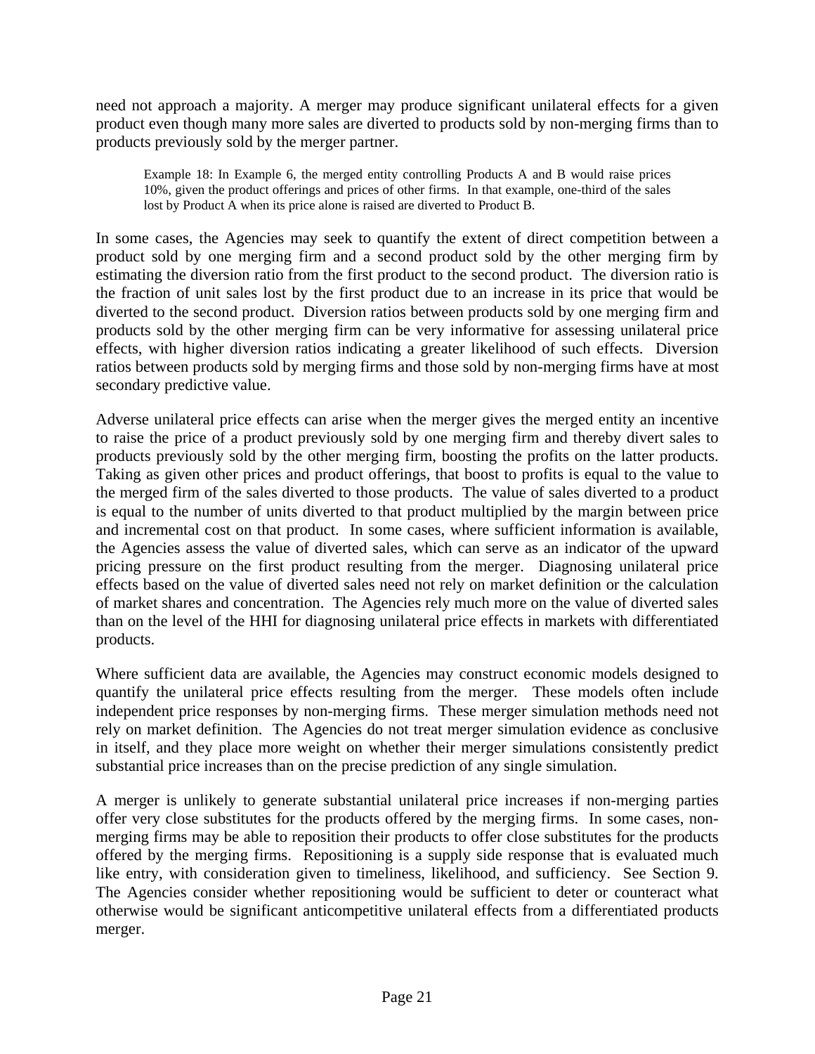need not approach a majority. A merger may produce significant unilateral effects for a given product even though many more sales are diverted to products sold by non-merging firms than to products previously sold by the merger partner.

> Example 18: In Example 6, the merged entity controlling Products A and B would raise prices 10%, given the product offerings and prices of other firms. In that example, one-third of the sales lost by Product A when its price alone is raised are diverted to Product B.

In some cases, the Agencies may seek to quantify the extent of direct competition between a product sold by one merging firm and a second product sold by the other merging firm by estimating the diversion ratio from the first product to the second product. The diversion ratio is the fraction of unit sales lost by the first product due to an increase in its price that would be diverted to the second product. Diversion ratios between products sold by one merging firm and products sold by the other merging firm can be very informative for assessing unilateral price effects, with higher diversion ratios indicating a greater likelihood of such effects. Diversion ratios between products sold by merging firms and those sold by non-merging firms have at most secondary predictive value.

Adverse unilateral price effects can arise when the merger gives the merged entity an incentive to raise the price of a product previously sold by one merging firm and thereby divert sales to products previously sold by the other merging firm, boosting the profits on the latter products. Taking as given other prices and product offerings, that boost to profits is equal to the value to the merged firm of the sales diverted to those products. The value of sales diverted to a product is equal to the number of units diverted to that product multiplied by the margin between price and incremental cost on that product. In some cases, where sufficient information is available, the Agencies assess the value of diverted sales, which can serve as an indicator of the upward pricing pressure on the first product resulting from the merger. Diagnosing unilateral price effects based on the value of diverted sales need not rely on market definition or the calculation of market shares and concentration. The Agencies rely much more on the value of diverted sales than on the level of the HHI for diagnosing unilateral price effects in markets with differentiated products.

Where sufficient data are available, the Agencies may construct economic models designed to quantify the unilateral price effects resulting from the merger. These models often include independent price responses by non-merging firms. These merger simulation methods need not rely on market definition. The Agencies do not treat merger simulation evidence as conclusive in itself, and they place more weight on whether their merger simulations consistently predict substantial price increases than on the precise prediction of any single simulation.

A merger is unlikely to generate substantial unilateral price increases if non-merging parties offer very close substitutes for the products offered by the merging firms. In some cases, non-merging firms may be able to reposition their products to offer close substitutes for the products offered by the merging firms. Repositioning is a supply side response that is evaluated much like entry, with consideration given to timeliness, likelihood, and sufficiency. See Section 9. The Agencies consider whether repositioning would be sufficient to deter or counteract what otherwise would be significant anticompetitive unilateral effects from a differentiated products merger.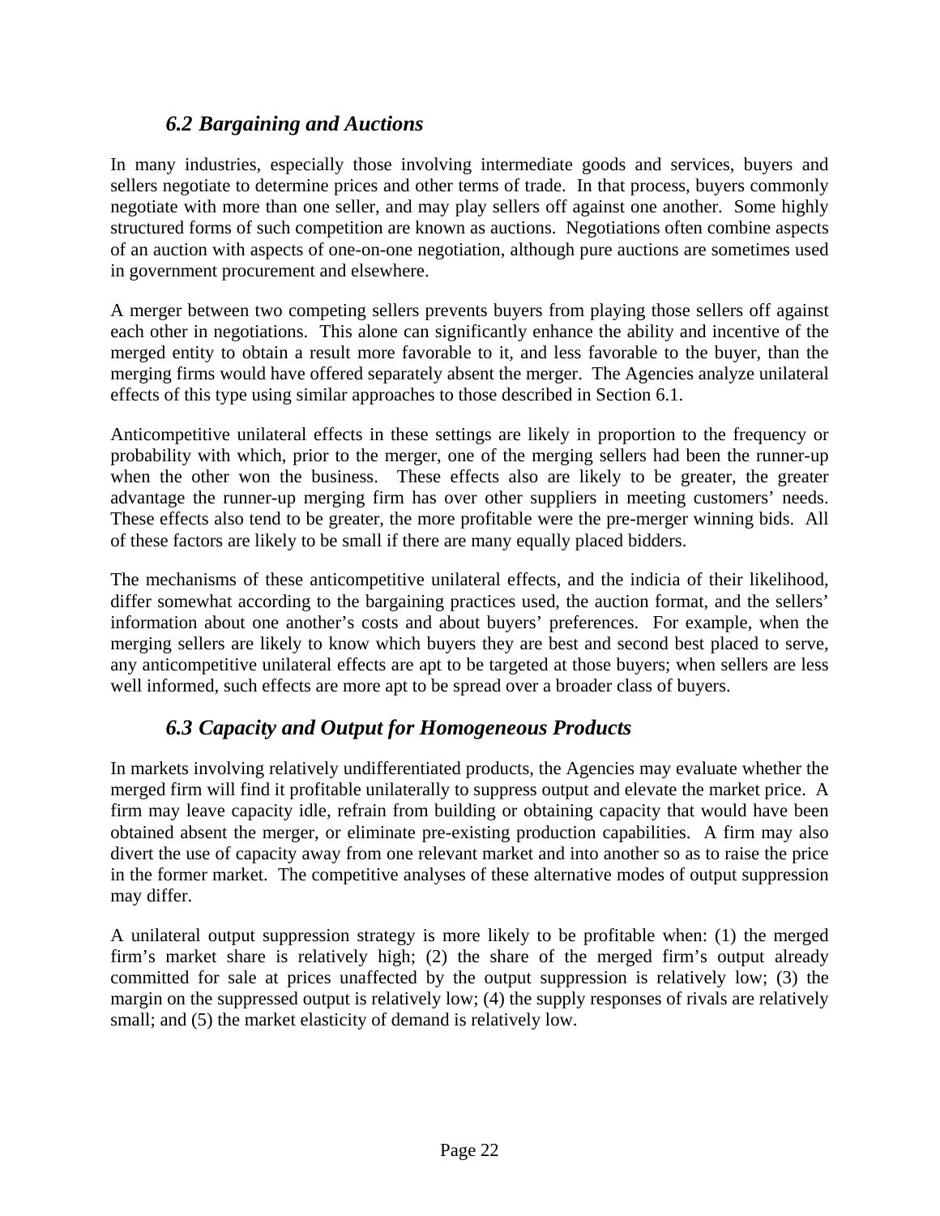### *6.2 Bargaining and Auctions*

In many industries, especially those involving intermediate goods and services, buyers and sellers negotiate to determine prices and other terms of trade. In that process, buyers commonly negotiate with more than one seller, and may play sellers off against one another. Some highly structured forms of such competition are known as auctions. Negotiations often combine aspects of an auction with aspects of one-on-one negotiation, although pure auctions are sometimes used in government procurement and elsewhere.

A merger between two competing sellers prevents buyers from playing those sellers off against each other in negotiations. This alone can significantly enhance the ability and incentive of the merged entity to obtain a result more favorable to it, and less favorable to the buyer, than the merging firms would have offered separately absent the merger. The Agencies analyze unilateral effects of this type using similar approaches to those described in Section 6.1.

Anticompetitive unilateral effects in these settings are likely in proportion to the frequency or probability with which, prior to the merger, one of the merging sellers had been the runner-up when the other won the business. These effects also are likely to be greater, the greater advantage the runner-up merging firm has over other suppliers in meeting customers' needs. These effects also tend to be greater, the more profitable were the pre-merger winning bids. All of these factors are likely to be small if there are many equally placed bidders.

The mechanisms of these anticompetitive unilateral effects, and the indicia of their likelihood, differ somewhat according to the bargaining practices used, the auction format, and the sellers' information about one another's costs and about buyers' preferences. For example, when the merging sellers are likely to know which buyers they are best and second best placed to serve, any anticompetitive unilateral effects are apt to be targeted at those buyers; when sellers are less well informed, such effects are more apt to be spread over a broader class of buyers.

### *6.3 Capacity and Output for Homogeneous Products*

In markets involving relatively undifferentiated products, the Agencies may evaluate whether the merged firm will find it profitable unilaterally to suppress output and elevate the market price. A firm may leave capacity idle, refrain from building or obtaining capacity that would have been obtained absent the merger, or eliminate pre-existing production capabilities. A firm may also divert the use of capacity away from one relevant market and into another so as to raise the price in the former market. The competitive analyses of these alternative modes of output suppression may differ.

A unilateral output suppression strategy is more likely to be profitable when: (1) the merged firm's market share is relatively high; (2) the share of the merged firm's output already committed for sale at prices unaffected by the output suppression is relatively low; (3) the margin on the suppressed output is relatively low; (4) the supply responses of rivals are relatively small; and (5) the market elasticity of demand is relatively low.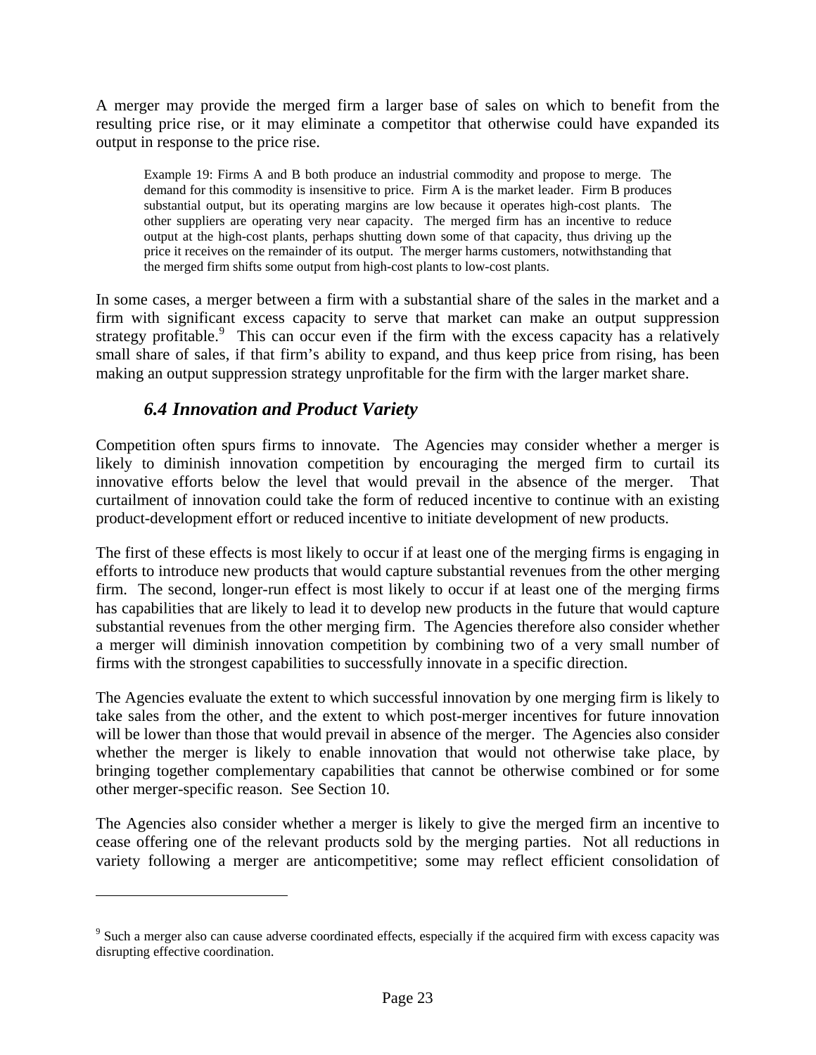A merger may provide the merged firm a larger base of sales on which to benefit from the resulting price rise, or it may eliminate a competitor that otherwise could have expanded its output in response to the price rise.

> Example 19: Firms A and B both produce an industrial commodity and propose to merge. The demand for this commodity is insensitive to price. Firm A is the market leader. Firm B produces substantial output, but its operating margins are low because it operates high-cost plants. The other suppliers are operating very near capacity. The merged firm has an incentive to reduce output at the high-cost plants, perhaps shutting down some of that capacity, thus driving up the price it receives on the remainder of its output. The merger harms customers, notwithstanding that the merged firm shifts some output from high-cost plants to low-cost plants.

In some cases, a merger between a firm with a substantial share of the sales in the market and a firm with significant excess capacity to serve that market can make an output suppression strategy profitable.[9] This can occur even if the firm with the excess capacity has a relatively small share of sales, if that firm's ability to expand, and thus keep price from rising, has been making an output suppression strategy unprofitable for the firm with the larger market share.

### *6.4 Innovation and Product Variety*

Competition often spurs firms to innovate. The Agencies may consider whether a merger is likely to diminish innovation competition by encouraging the merged firm to curtail its innovative efforts below the level that would prevail in the absence of the merger. That curtailment of innovation could take the form of reduced incentive to continue with an existing product-development effort or reduced incentive to initiate development of new products.

The first of these effects is most likely to occur if at least one of the merging firms is engaging in efforts to introduce new products that would capture substantial revenues from the other merging firm. The second, longer-run effect is most likely to occur if at least one of the merging firms has capabilities that are likely to lead it to develop new products in the future that would capture substantial revenues from the other merging firm. The Agencies therefore also consider whether a merger will diminish innovation competition by combining two of a very small number of firms with the strongest capabilities to successfully innovate in a specific direction.

The Agencies evaluate the extent to which successful innovation by one merging firm is likely to take sales from the other, and the extent to which post-merger incentives for future innovation will be lower than those that would prevail in absence of the merger. The Agencies also consider whether the merger is likely to enable innovation that would not otherwise take place, by bringing together complementary capabilities that cannot be otherwise combined or for some other merger-specific reason. See Section 10.

The Agencies also consider whether a merger is likely to give the merged firm an incentive to cease offering one of the relevant products sold by the merging parties. Not all reductions in variety following a merger are anticompetitive; some may reflect efficient consolidation of

---

[9] Such a merger also can cause adverse coordinated effects, especially if the acquired firm with excess capacity was disrupting effective coordination.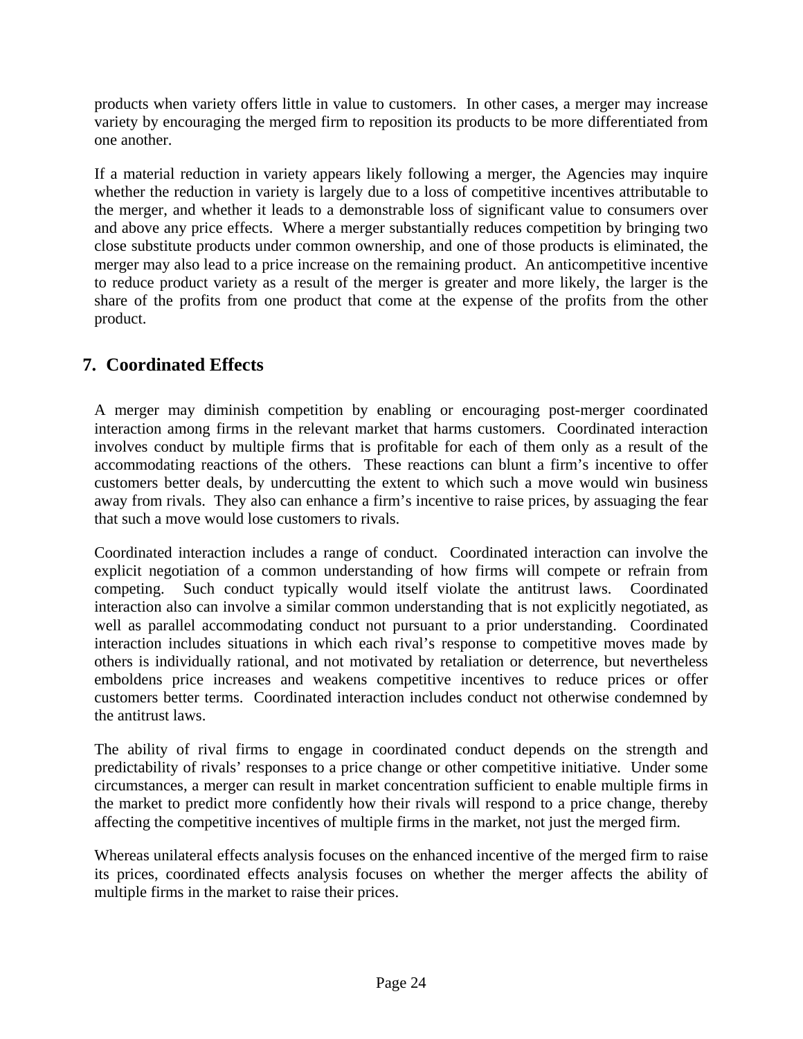products when variety offers little in value to customers. In other cases, a merger may increase variety by encouraging the merged firm to reposition its products to be more differentiated from one another.

If a material reduction in variety appears likely following a merger, the Agencies may inquire whether the reduction in variety is largely due to a loss of competitive incentives attributable to the merger, and whether it leads to a demonstrable loss of significant value to consumers over and above any price effects. Where a merger substantially reduces competition by bringing two close substitute products under common ownership, and one of those products is eliminated, the merger may also lead to a price increase on the remaining product. An anticompetitive incentive to reduce product variety as a result of the merger is greater and more likely, the larger is the share of the profits from one product that come at the expense of the profits from the other product.

## 7. Coordinated Effects

A merger may diminish competition by enabling or encouraging post-merger coordinated interaction among firms in the relevant market that harms customers. Coordinated interaction involves conduct by multiple firms that is profitable for each of them only as a result of the accommodating reactions of the others. These reactions can blunt a firm's incentive to offer customers better deals, by undercutting the extent to which such a move would win business away from rivals. They also can enhance a firm's incentive to raise prices, by assuaging the fear that such a move would lose customers to rivals.

Coordinated interaction includes a range of conduct. Coordinated interaction can involve the explicit negotiation of a common understanding of how firms will compete or refrain from competing. Such conduct typically would itself violate the antitrust laws. Coordinated interaction also can involve a similar common understanding that is not explicitly negotiated, as well as parallel accommodating conduct not pursuant to a prior understanding. Coordinated interaction includes situations in which each rival's response to competitive moves made by others is individually rational, and not motivated by retaliation or deterrence, but nevertheless emboldens price increases and weakens competitive incentives to reduce prices or offer customers better terms. Coordinated interaction includes conduct not otherwise condemned by the antitrust laws.

The ability of rival firms to engage in coordinated conduct depends on the strength and predictability of rivals' responses to a price change or other competitive initiative. Under some circumstances, a merger can result in market concentration sufficient to enable multiple firms in the market to predict more confidently how their rivals will respond to a price change, thereby affecting the competitive incentives of multiple firms in the market, not just the merged firm.

Whereas unilateral effects analysis focuses on the enhanced incentive of the merged firm to raise its prices, coordinated effects analysis focuses on whether the merger affects the ability of multiple firms in the market to raise their prices.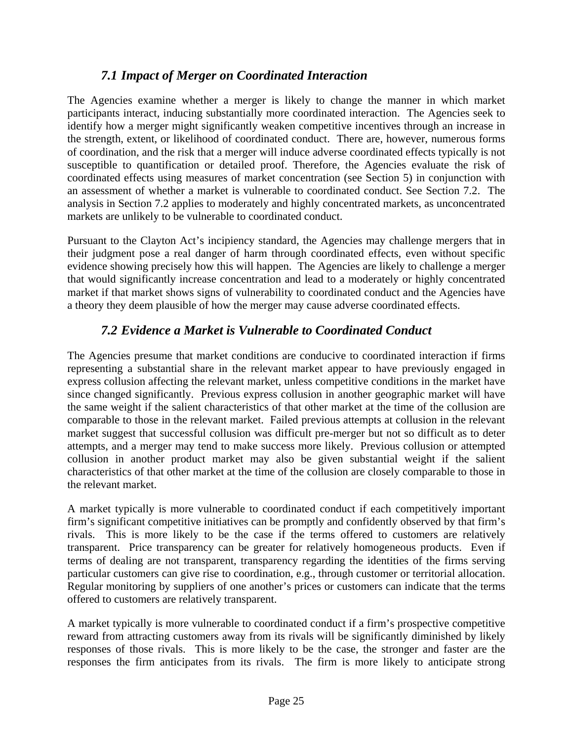## *7.1 Impact of Merger on Coordinated Interaction*

The Agencies examine whether a merger is likely to change the manner in which market participants interact, inducing substantially more coordinated interaction. The Agencies seek to identify how a merger might significantly weaken competitive incentives through an increase in the strength, extent, or likelihood of coordinated conduct. There are, however, numerous forms of coordination, and the risk that a merger will induce adverse coordinated effects typically is not susceptible to quantification or detailed proof. Therefore, the Agencies evaluate the risk of coordinated effects using measures of market concentration (see Section 5) in conjunction with an assessment of whether a market is vulnerable to coordinated conduct. See Section 7.2. The analysis in Section 7.2 applies to moderately and highly concentrated markets, as unconcentrated markets are unlikely to be vulnerable to coordinated conduct.

Pursuant to the Clayton Act's incipiency standard, the Agencies may challenge mergers that in their judgment pose a real danger of harm through coordinated effects, even without specific evidence showing precisely how this will happen. The Agencies are likely to challenge a merger that would significantly increase concentration and lead to a moderately or highly concentrated market if that market shows signs of vulnerability to coordinated conduct and the Agencies have a theory they deem plausible of how the merger may cause adverse coordinated effects.

## *7.2 Evidence a Market is Vulnerable to Coordinated Conduct*

The Agencies presume that market conditions are conducive to coordinated interaction if firms representing a substantial share in the relevant market appear to have previously engaged in express collusion affecting the relevant market, unless competitive conditions in the market have since changed significantly. Previous express collusion in another geographic market will have the same weight if the salient characteristics of that other market at the time of the collusion are comparable to those in the relevant market. Failed previous attempts at collusion in the relevant market suggest that successful collusion was difficult pre-merger but not so difficult as to deter attempts, and a merger may tend to make success more likely. Previous collusion or attempted collusion in another product market may also be given substantial weight if the salient characteristics of that other market at the time of the collusion are closely comparable to those in the relevant market.

A market typically is more vulnerable to coordinated conduct if each competitively important firm's significant competitive initiatives can be promptly and confidently observed by that firm's rivals. This is more likely to be the case if the terms offered to customers are relatively transparent. Price transparency can be greater for relatively homogeneous products. Even if terms of dealing are not transparent, transparency regarding the identities of the firms serving particular customers can give rise to coordination, e.g., through customer or territorial allocation. Regular monitoring by suppliers of one another's prices or customers can indicate that the terms offered to customers are relatively transparent.

A market typically is more vulnerable to coordinated conduct if a firm's prospective competitive reward from attracting customers away from its rivals will be significantly diminished by likely responses of those rivals. This is more likely to be the case, the stronger and faster are the responses the firm anticipates from its rivals. The firm is more likely to anticipate strong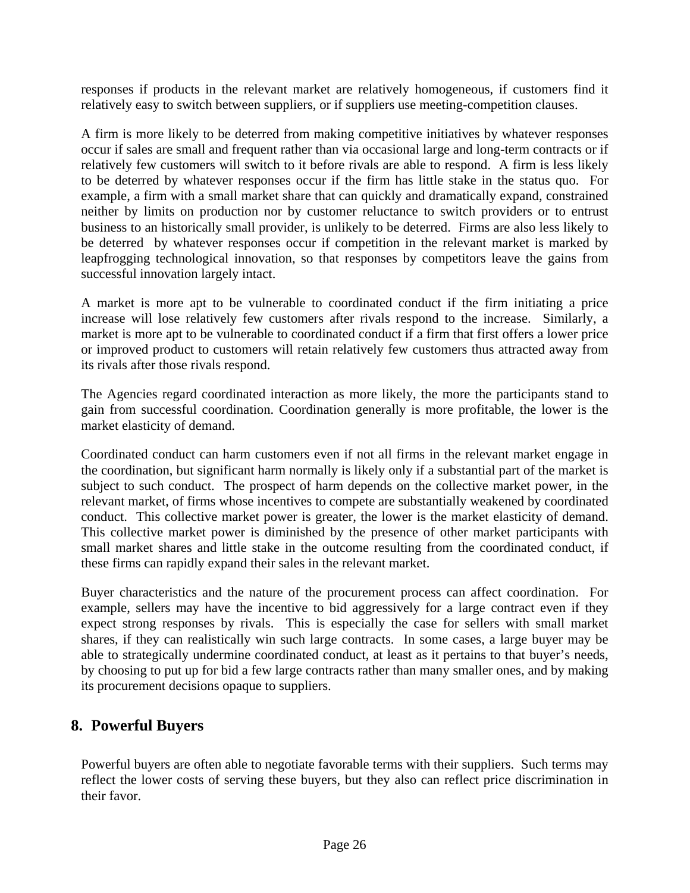responses if products in the relevant market are relatively homogeneous, if customers find it relatively easy to switch between suppliers, or if suppliers use meeting-competition clauses.

A firm is more likely to be deterred from making competitive initiatives by whatever responses occur if sales are small and frequent rather than via occasional large and long-term contracts or if relatively few customers will switch to it before rivals are able to respond. A firm is less likely to be deterred by whatever responses occur if the firm has little stake in the status quo. For example, a firm with a small market share that can quickly and dramatically expand, constrained neither by limits on production nor by customer reluctance to switch providers or to entrust business to an historically small provider, is unlikely to be deterred. Firms are also less likely to be deterred by whatever responses occur if competition in the relevant market is marked by leapfrogging technological innovation, so that responses by competitors leave the gains from successful innovation largely intact.

A market is more apt to be vulnerable to coordinated conduct if the firm initiating a price increase will lose relatively few customers after rivals respond to the increase. Similarly, a market is more apt to be vulnerable to coordinated conduct if a firm that first offers a lower price or improved product to customers will retain relatively few customers thus attracted away from its rivals after those rivals respond.

The Agencies regard coordinated interaction as more likely, the more the participants stand to gain from successful coordination. Coordination generally is more profitable, the lower is the market elasticity of demand.

Coordinated conduct can harm customers even if not all firms in the relevant market engage in the coordination, but significant harm normally is likely only if a substantial part of the market is subject to such conduct. The prospect of harm depends on the collective market power, in the relevant market, of firms whose incentives to compete are substantially weakened by coordinated conduct. This collective market power is greater, the lower is the market elasticity of demand. This collective market power is diminished by the presence of other market participants with small market shares and little stake in the outcome resulting from the coordinated conduct, if these firms can rapidly expand their sales in the relevant market.

Buyer characteristics and the nature of the procurement process can affect coordination. For example, sellers may have the incentive to bid aggressively for a large contract even if they expect strong responses by rivals. This is especially the case for sellers with small market shares, if they can realistically win such large contracts. In some cases, a large buyer may be able to strategically undermine coordinated conduct, at least as it pertains to that buyer's needs, by choosing to put up for bid a few large contracts rather than many smaller ones, and by making its procurement decisions opaque to suppliers.

## 8. Powerful Buyers

Powerful buyers are often able to negotiate favorable terms with their suppliers. Such terms may reflect the lower costs of serving these buyers, but they also can reflect price discrimination in their favor.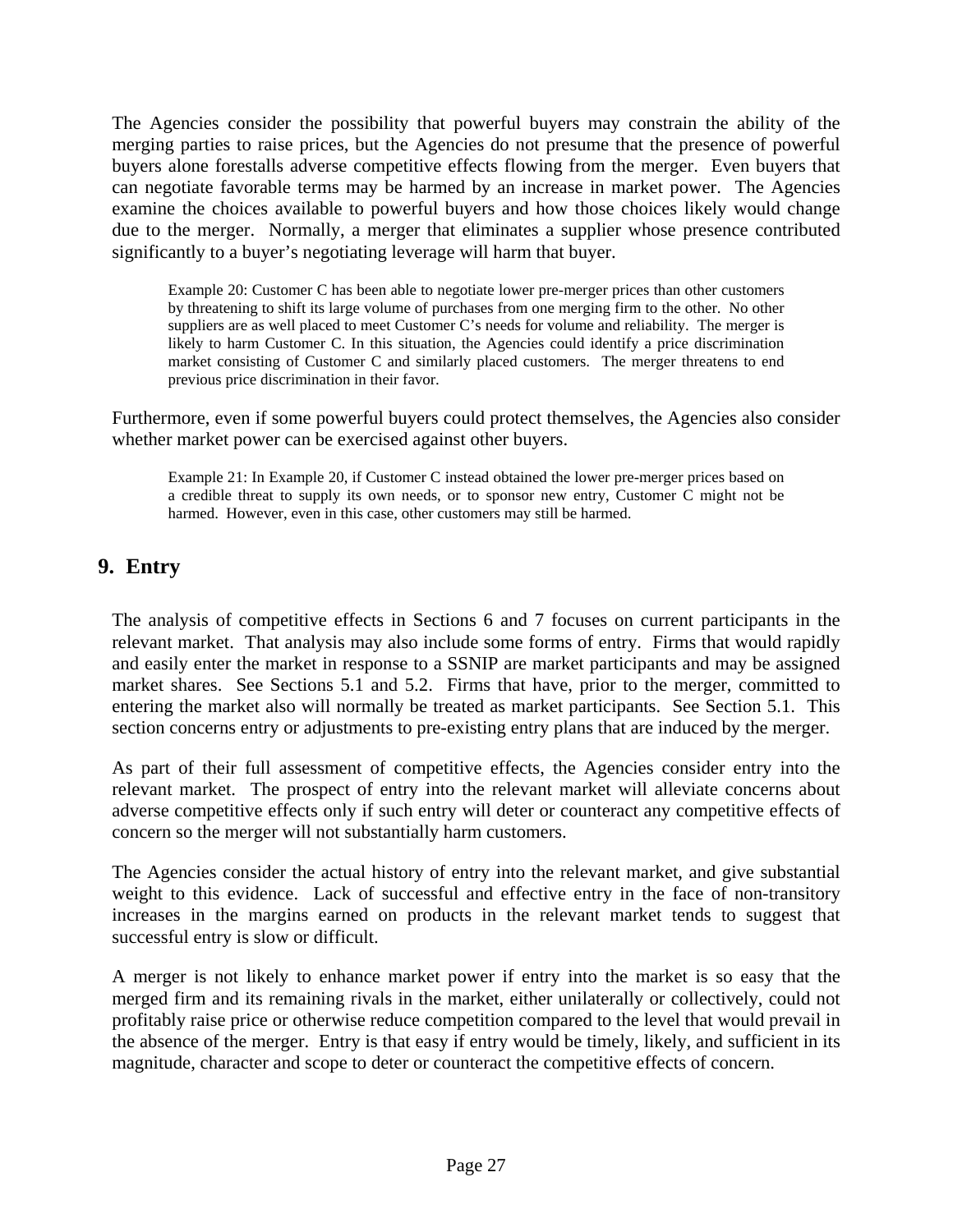The Agencies consider the possibility that powerful buyers may constrain the ability of the merging parties to raise prices, but the Agencies do not presume that the presence of powerful buyers alone forestalls adverse competitive effects flowing from the merger. Even buyers that can negotiate favorable terms may be harmed by an increase in market power. The Agencies examine the choices available to powerful buyers and how those choices likely would change due to the merger. Normally, a merger that eliminates a supplier whose presence contributed significantly to a buyer's negotiating leverage will harm that buyer.

> Example 20: Customer C has been able to negotiate lower pre-merger prices than other customers by threatening to shift its large volume of purchases from one merging firm to the other. No other suppliers are as well placed to meet Customer C's needs for volume and reliability. The merger is likely to harm Customer C. In this situation, the Agencies could identify a price discrimination market consisting of Customer C and similarly placed customers. The merger threatens to end previous price discrimination in their favor.

Furthermore, even if some powerful buyers could protect themselves, the Agencies also consider whether market power can be exercised against other buyers.

> Example 21: In Example 20, if Customer C instead obtained the lower pre-merger prices based on a credible threat to supply its own needs, or to sponsor new entry, Customer C might not be harmed. However, even in this case, other customers may still be harmed.

## 9. Entry

The analysis of competitive effects in Sections 6 and 7 focuses on current participants in the relevant market. That analysis may also include some forms of entry. Firms that would rapidly and easily enter the market in response to a SSNIP are market participants and may be assigned market shares. See Sections 5.1 and 5.2. Firms that have, prior to the merger, committed to entering the market also will normally be treated as market participants. See Section 5.1. This section concerns entry or adjustments to pre-existing entry plans that are induced by the merger.

As part of their full assessment of competitive effects, the Agencies consider entry into the relevant market. The prospect of entry into the relevant market will alleviate concerns about adverse competitive effects only if such entry will deter or counteract any competitive effects of concern so the merger will not substantially harm customers.

The Agencies consider the actual history of entry into the relevant market, and give substantial weight to this evidence. Lack of successful and effective entry in the face of non-transitory increases in the margins earned on products in the relevant market tends to suggest that successful entry is slow or difficult.

A merger is not likely to enhance market power if entry into the market is so easy that the merged firm and its remaining rivals in the market, either unilaterally or collectively, could not profitably raise price or otherwise reduce competition compared to the level that would prevail in the absence of the merger. Entry is that easy if entry would be timely, likely, and sufficient in its magnitude, character and scope to deter or counteract the competitive effects of concern.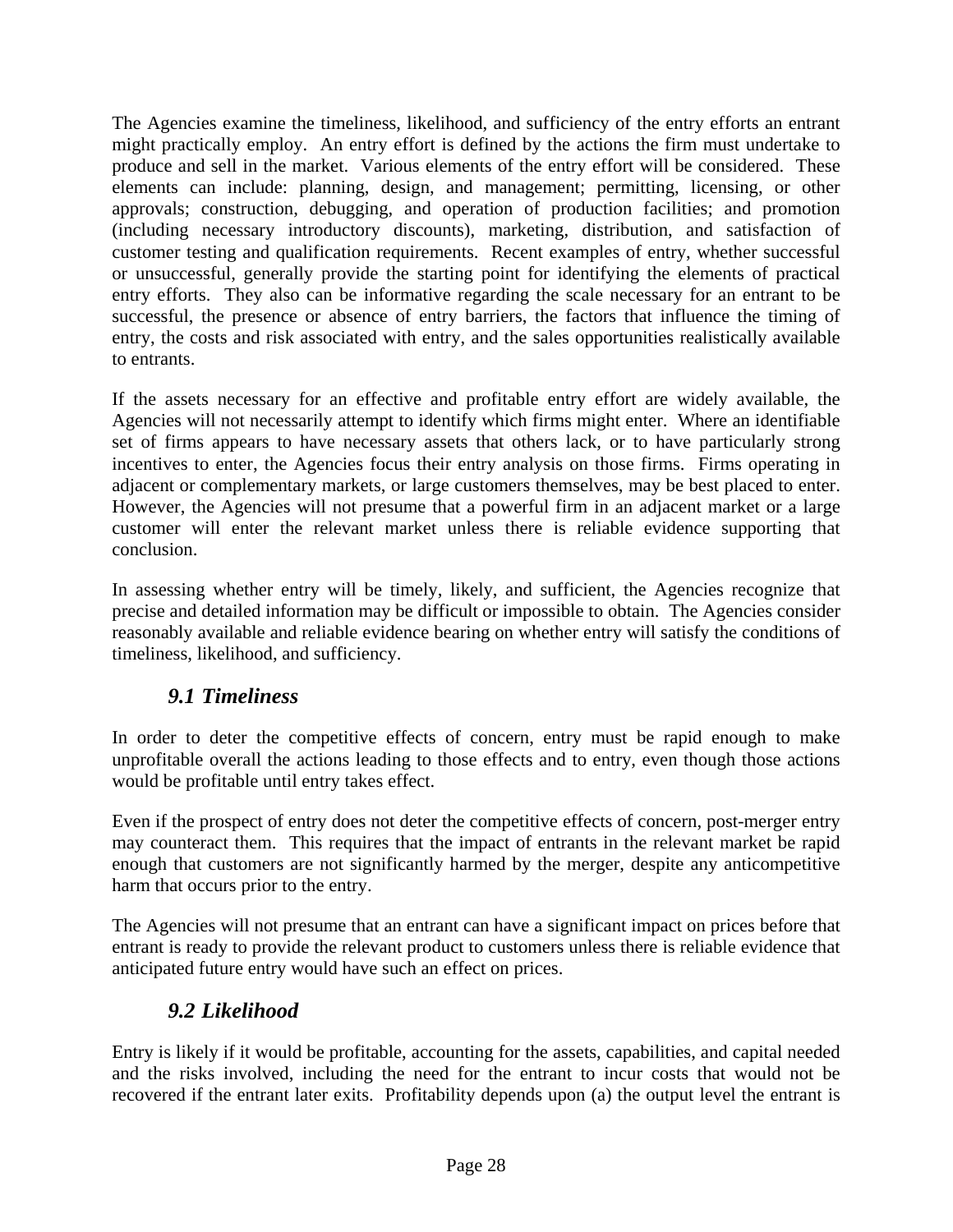The Agencies examine the timeliness, likelihood, and sufficiency of the entry efforts an entrant might practically employ. An entry effort is defined by the actions the firm must undertake to produce and sell in the market. Various elements of the entry effort will be considered. These elements can include: planning, design, and management; permitting, licensing, or other approvals; construction, debugging, and operation of production facilities; and promotion (including necessary introductory discounts), marketing, distribution, and satisfaction of customer testing and qualification requirements. Recent examples of entry, whether successful or unsuccessful, generally provide the starting point for identifying the elements of practical entry efforts. They also can be informative regarding the scale necessary for an entrant to be successful, the presence or absence of entry barriers, the factors that influence the timing of entry, the costs and risk associated with entry, and the sales opportunities realistically available to entrants.

If the assets necessary for an effective and profitable entry effort are widely available, the Agencies will not necessarily attempt to identify which firms might enter. Where an identifiable set of firms appears to have necessary assets that others lack, or to have particularly strong incentives to enter, the Agencies focus their entry analysis on those firms. Firms operating in adjacent or complementary markets, or large customers themselves, may be best placed to enter. However, the Agencies will not presume that a powerful firm in an adjacent market or a large customer will enter the relevant market unless there is reliable evidence supporting that conclusion.

In assessing whether entry will be timely, likely, and sufficient, the Agencies recognize that precise and detailed information may be difficult or impossible to obtain. The Agencies consider reasonably available and reliable evidence bearing on whether entry will satisfy the conditions of timeliness, likelihood, and sufficiency.

### *9.1 Timeliness*

In order to deter the competitive effects of concern, entry must be rapid enough to make unprofitable overall the actions leading to those effects and to entry, even though those actions would be profitable until entry takes effect.

Even if the prospect of entry does not deter the competitive effects of concern, post-merger entry may counteract them. This requires that the impact of entrants in the relevant market be rapid enough that customers are not significantly harmed by the merger, despite any anticompetitive harm that occurs prior to the entry.

The Agencies will not presume that an entrant can have a significant impact on prices before that entrant is ready to provide the relevant product to customers unless there is reliable evidence that anticipated future entry would have such an effect on prices.

### *9.2 Likelihood*

Entry is likely if it would be profitable, accounting for the assets, capabilities, and capital needed and the risks involved, including the need for the entrant to incur costs that would not be recovered if the entrant later exits. Profitability depends upon (a) the output level the entrant is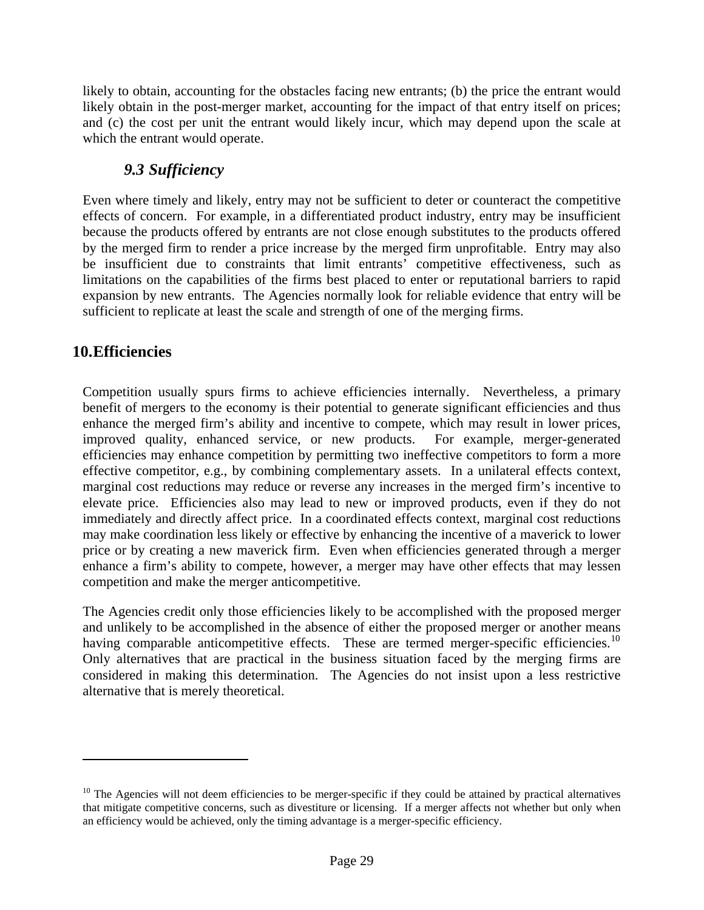likely to obtain, accounting for the obstacles facing new entrants; (b) the price the entrant would likely obtain in the post-merger market, accounting for the impact of that entry itself on prices; and (c) the cost per unit the entrant would likely incur, which may depend upon the scale at which the entrant would operate.

### *9.3 Sufficiency*

Even where timely and likely, entry may not be sufficient to deter or counteract the competitive effects of concern. For example, in a differentiated product industry, entry may be insufficient because the products offered by entrants are not close enough substitutes to the products offered by the merged firm to render a price increase by the merged firm unprofitable. Entry may also be insufficient due to constraints that limit entrants' competitive effectiveness, such as limitations on the capabilities of the firms best placed to enter or reputational barriers to rapid expansion by new entrants. The Agencies normally look for reliable evidence that entry will be sufficient to replicate at least the scale and strength of one of the merging firms.

## 10. Efficiencies

Competition usually spurs firms to achieve efficiencies internally. Nevertheless, a primary benefit of mergers to the economy is their potential to generate significant efficiencies and thus enhance the merged firm's ability and incentive to compete, which may result in lower prices, improved quality, enhanced service, or new products. For example, merger-generated efficiencies may enhance competition by permitting two ineffective competitors to form a more effective competitor, e.g., by combining complementary assets. In a unilateral effects context, marginal cost reductions may reduce or reverse any increases in the merged firm's incentive to elevate price. Efficiencies also may lead to new or improved products, even if they do not immediately and directly affect price. In a coordinated effects context, marginal cost reductions may make coordination less likely or effective by enhancing the incentive of a maverick to lower price or by creating a new maverick firm. Even when efficiencies generated through a merger enhance a firm's ability to compete, however, a merger may have other effects that may lessen competition and make the merger anticompetitive.

The Agencies credit only those efficiencies likely to be accomplished with the proposed merger and unlikely to be accomplished in the absence of either the proposed merger or another means having comparable anticompetitive effects. These are termed merger-specific efficiencies.[10] Only alternatives that are practical in the business situation faced by the merging firms are considered in making this determination. The Agencies do not insist upon a less restrictive alternative that is merely theoretical.

---

[10] The Agencies will not deem efficiencies to be merger-specific if they could be attained by practical alternatives that mitigate competitive concerns, such as divestiture or licensing. If a merger affects not whether but only when an efficiency would be achieved, only the timing advantage is a merger-specific efficiency.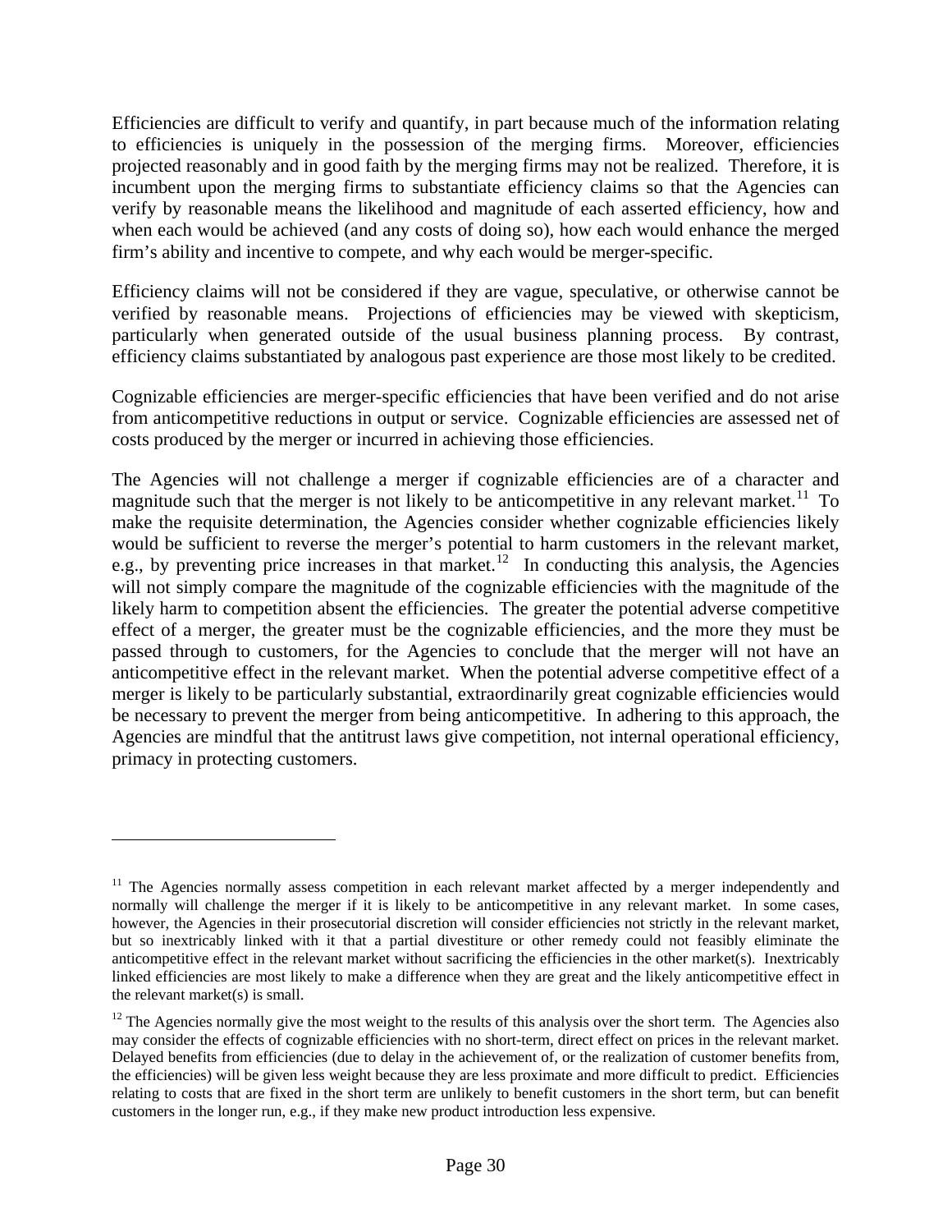Efficiencies are difficult to verify and quantify, in part because much of the information relating to efficiencies is uniquely in the possession of the merging firms. Moreover, efficiencies projected reasonably and in good faith by the merging firms may not be realized. Therefore, it is incumbent upon the merging firms to substantiate efficiency claims so that the Agencies can verify by reasonable means the likelihood and magnitude of each asserted efficiency, how and when each would be achieved (and any costs of doing so), how each would enhance the merged firm's ability and incentive to compete, and why each would be merger-specific.

Efficiency claims will not be considered if they are vague, speculative, or otherwise cannot be verified by reasonable means. Projections of efficiencies may be viewed with skepticism, particularly when generated outside of the usual business planning process. By contrast, efficiency claims substantiated by analogous past experience are those most likely to be credited.

Cognizable efficiencies are merger-specific efficiencies that have been verified and do not arise from anticompetitive reductions in output or service. Cognizable efficiencies are assessed net of costs produced by the merger or incurred in achieving those efficiencies.

The Agencies will not challenge a merger if cognizable efficiencies are of a character and magnitude such that the merger is not likely to be anticompetitive in any relevant market.[11] To make the requisite determination, the Agencies consider whether cognizable efficiencies likely would be sufficient to reverse the merger's potential to harm customers in the relevant market, e.g., by preventing price increases in that market.[12] In conducting this analysis, the Agencies will not simply compare the magnitude of the cognizable efficiencies with the magnitude of the likely harm to competition absent the efficiencies. The greater the potential adverse competitive effect of a merger, the greater must be the cognizable efficiencies, and the more they must be passed through to customers, for the Agencies to conclude that the merger will not have an anticompetitive effect in the relevant market. When the potential adverse competitive effect of a merger is likely to be particularly substantial, extraordinarily great cognizable efficiencies would be necessary to prevent the merger from being anticompetitive. In adhering to this approach, the Agencies are mindful that the antitrust laws give competition, not internal operational efficiency, primacy in protecting customers.

---

[11] The Agencies normally assess competition in each relevant market affected by a merger independently and normally will challenge the merger if it is likely to be anticompetitive in any relevant market. In some cases, however, the Agencies in their prosecutorial discretion will consider efficiencies not strictly in the relevant market, but so inextricably linked with it that a partial divestiture or other remedy could not feasibly eliminate the anticompetitive effect in the relevant market without sacrificing the efficiencies in the other market(s). Inextricably linked efficiencies are most likely to make a difference when they are great and the likely anticompetitive effect in the relevant market(s) is small.

[12] The Agencies normally give the most weight to the results of this analysis over the short term. The Agencies also may consider the effects of cognizable efficiencies with no short-term, direct effect on prices in the relevant market. Delayed benefits from efficiencies (due to delay in the achievement of, or the realization of customer benefits from, the efficiencies) will be given less weight because they are less proximate and more difficult to predict. Efficiencies relating to costs that are fixed in the short term are unlikely to benefit customers in the short term, but can benefit customers in the longer run, e.g., if they make new product introduction less expensive.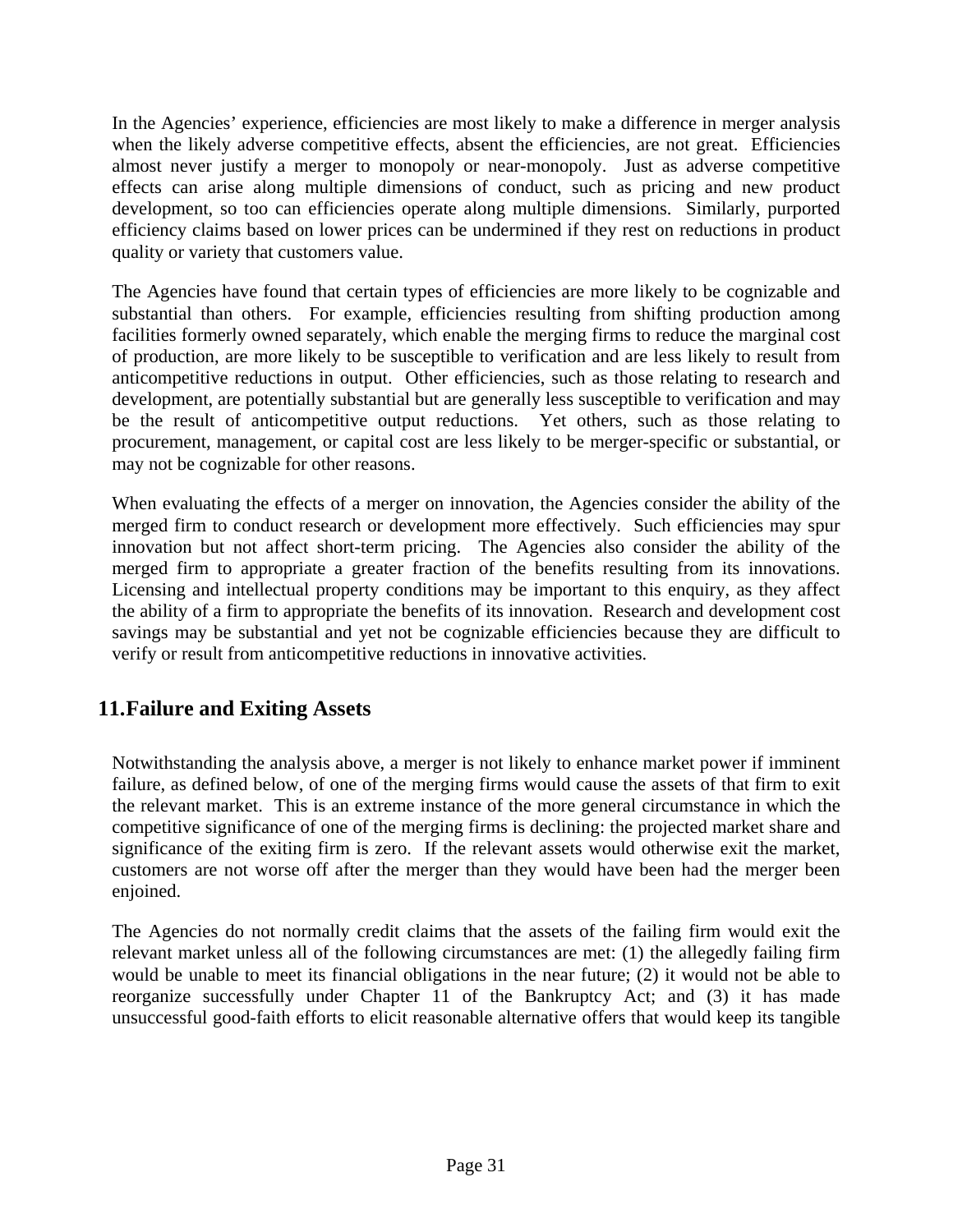In the Agencies' experience, efficiencies are most likely to make a difference in merger analysis when the likely adverse competitive effects, absent the efficiencies, are not great. Efficiencies almost never justify a merger to monopoly or near-monopoly. Just as adverse competitive effects can arise along multiple dimensions of conduct, such as pricing and new product development, so too can efficiencies operate along multiple dimensions. Similarly, purported efficiency claims based on lower prices can be undermined if they rest on reductions in product quality or variety that customers value.

The Agencies have found that certain types of efficiencies are more likely to be cognizable and substantial than others. For example, efficiencies resulting from shifting production among facilities formerly owned separately, which enable the merging firms to reduce the marginal cost of production, are more likely to be susceptible to verification and are less likely to result from anticompetitive reductions in output. Other efficiencies, such as those relating to research and development, are potentially substantial but are generally less susceptible to verification and may be the result of anticompetitive output reductions. Yet others, such as those relating to procurement, management, or capital cost are less likely to be merger-specific or substantial, or may not be cognizable for other reasons.

When evaluating the effects of a merger on innovation, the Agencies consider the ability of the merged firm to conduct research or development more effectively. Such efficiencies may spur innovation but not affect short-term pricing. The Agencies also consider the ability of the merged firm to appropriate a greater fraction of the benefits resulting from its innovations. Licensing and intellectual property conditions may be important to this enquiry, as they affect the ability of a firm to appropriate the benefits of its innovation. Research and development cost savings may be substantial and yet not be cognizable efficiencies because they are difficult to verify or result from anticompetitive reductions in innovative activities.

## 11. Failure and Exiting Assets

Notwithstanding the analysis above, a merger is not likely to enhance market power if imminent failure, as defined below, of one of the merging firms would cause the assets of that firm to exit the relevant market. This is an extreme instance of the more general circumstance in which the competitive significance of one of the merging firms is declining: the projected market share and significance of the exiting firm is zero. If the relevant assets would otherwise exit the market, customers are not worse off after the merger than they would have been had the merger been enjoined.

The Agencies do not normally credit claims that the assets of the failing firm would exit the relevant market unless all of the following circumstances are met: (1) the allegedly failing firm would be unable to meet its financial obligations in the near future; (2) it would not be able to reorganize successfully under Chapter 11 of the Bankruptcy Act; and (3) it has made unsuccessful good-faith efforts to elicit reasonable alternative offers that would keep its tangible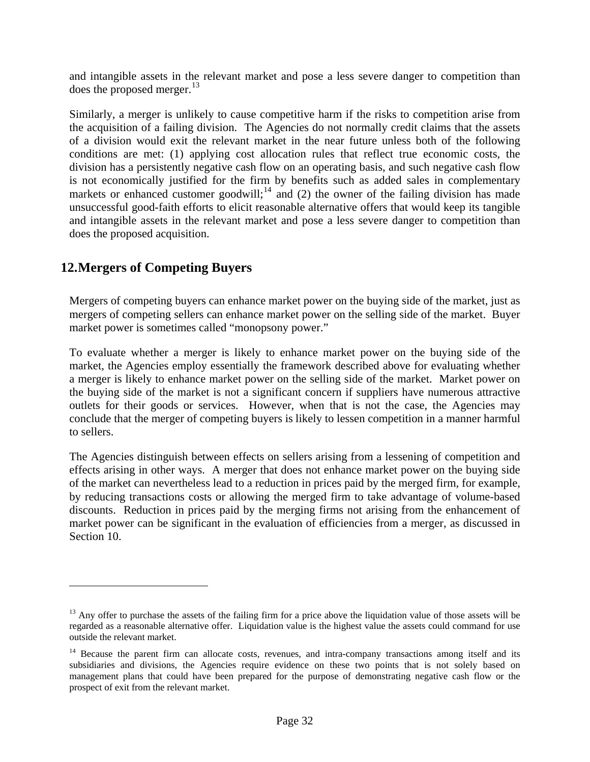and intangible assets in the relevant market and pose a less severe danger to competition than does the proposed merger.[13]

Similarly, a merger is unlikely to cause competitive harm if the risks to competition arise from the acquisition of a failing division. The Agencies do not normally credit claims that the assets of a division would exit the relevant market in the near future unless both of the following conditions are met: (1) applying cost allocation rules that reflect true economic costs, the division has a persistently negative cash flow on an operating basis, and such negative cash flow is not economically justified for the firm by benefits such as added sales in complementary markets or enhanced customer goodwill;[14] and (2) the owner of the failing division has made unsuccessful good-faith efforts to elicit reasonable alternative offers that would keep its tangible and intangible assets in the relevant market and pose a less severe danger to competition than does the proposed acquisition.

## 12. Mergers of Competing Buyers

Mergers of competing buyers can enhance market power on the buying side of the market, just as mergers of competing sellers can enhance market power on the selling side of the market. Buyer market power is sometimes called "monopsony power."

To evaluate whether a merger is likely to enhance market power on the buying side of the market, the Agencies employ essentially the framework described above for evaluating whether a merger is likely to enhance market power on the selling side of the market. Market power on the buying side of the market is not a significant concern if suppliers have numerous attractive outlets for their goods or services. However, when that is not the case, the Agencies may conclude that the merger of competing buyers is likely to lessen competition in a manner harmful to sellers.

The Agencies distinguish between effects on sellers arising from a lessening of competition and effects arising in other ways. A merger that does not enhance market power on the buying side of the market can nevertheless lead to a reduction in prices paid by the merged firm, for example, by reducing transactions costs or allowing the merged firm to take advantage of volume-based discounts. Reduction in prices paid by the merging firms not arising from the enhancement of market power can be significant in the evaluation of efficiencies from a merger, as discussed in Section 10.

---

[13] Any offer to purchase the assets of the failing firm for a price above the liquidation value of those assets will be regarded as a reasonable alternative offer. Liquidation value is the highest value the assets could command for use outside the relevant market.

[14] Because the parent firm can allocate costs, revenues, and intra-company transactions among itself and its subsidiaries and divisions, the Agencies require evidence on these two points that is not solely based on management plans that could have been prepared for the purpose of demonstrating negative cash flow or the prospect of exit from the relevant market.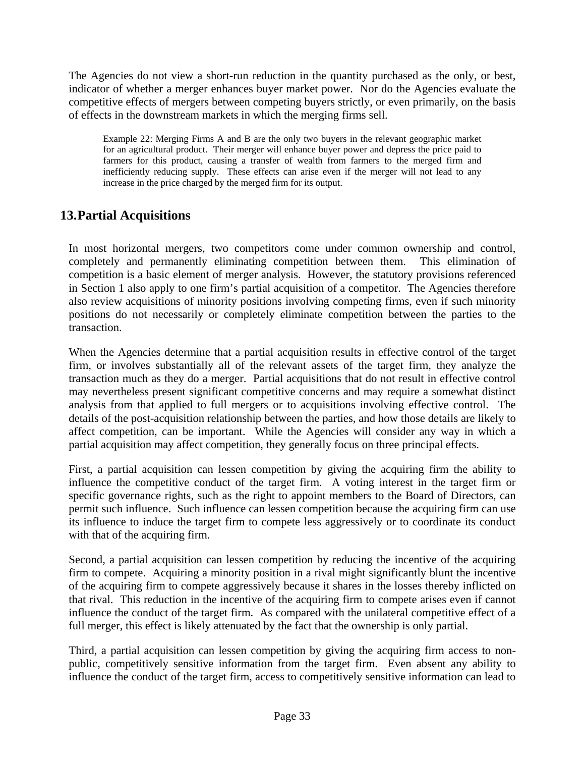The Agencies do not view a short-run reduction in the quantity purchased as the only, or best, indicator of whether a merger enhances buyer market power. Nor do the Agencies evaluate the competitive effects of mergers between competing buyers strictly, or even primarily, on the basis of effects in the downstream markets in which the merging firms sell.

> Example 22: Merging Firms A and B are the only two buyers in the relevant geographic market for an agricultural product. Their merger will enhance buyer power and depress the price paid to farmers for this product, causing a transfer of wealth from farmers to the merged firm and inefficiently reducing supply. These effects can arise even if the merger will not lead to any increase in the price charged by the merged firm for its output.

## 13. Partial Acquisitions

In most horizontal mergers, two competitors come under common ownership and control, completely and permanently eliminating competition between them. This elimination of competition is a basic element of merger analysis. However, the statutory provisions referenced in Section 1 also apply to one firm's partial acquisition of a competitor. The Agencies therefore also review acquisitions of minority positions involving competing firms, even if such minority positions do not necessarily or completely eliminate competition between the parties to the transaction.

When the Agencies determine that a partial acquisition results in effective control of the target firm, or involves substantially all of the relevant assets of the target firm, they analyze the transaction much as they do a merger. Partial acquisitions that do not result in effective control may nevertheless present significant competitive concerns and may require a somewhat distinct analysis from that applied to full mergers or to acquisitions involving effective control. The details of the post-acquisition relationship between the parties, and how those details are likely to affect competition, can be important. While the Agencies will consider any way in which a partial acquisition may affect competition, they generally focus on three principal effects.

First, a partial acquisition can lessen competition by giving the acquiring firm the ability to influence the competitive conduct of the target firm. A voting interest in the target firm or specific governance rights, such as the right to appoint members to the Board of Directors, can permit such influence. Such influence can lessen competition because the acquiring firm can use its influence to induce the target firm to compete less aggressively or to coordinate its conduct with that of the acquiring firm.

Second, a partial acquisition can lessen competition by reducing the incentive of the acquiring firm to compete. Acquiring a minority position in a rival might significantly blunt the incentive of the acquiring firm to compete aggressively because it shares in the losses thereby inflicted on that rival. This reduction in the incentive of the acquiring firm to compete arises even if cannot influence the conduct of the target firm. As compared with the unilateral competitive effect of a full merger, this effect is likely attenuated by the fact that the ownership is only partial.

Third, a partial acquisition can lessen competition by giving the acquiring firm access to non-public, competitively sensitive information from the target firm. Even absent any ability to influence the conduct of the target firm, access to competitively sensitive information can lead to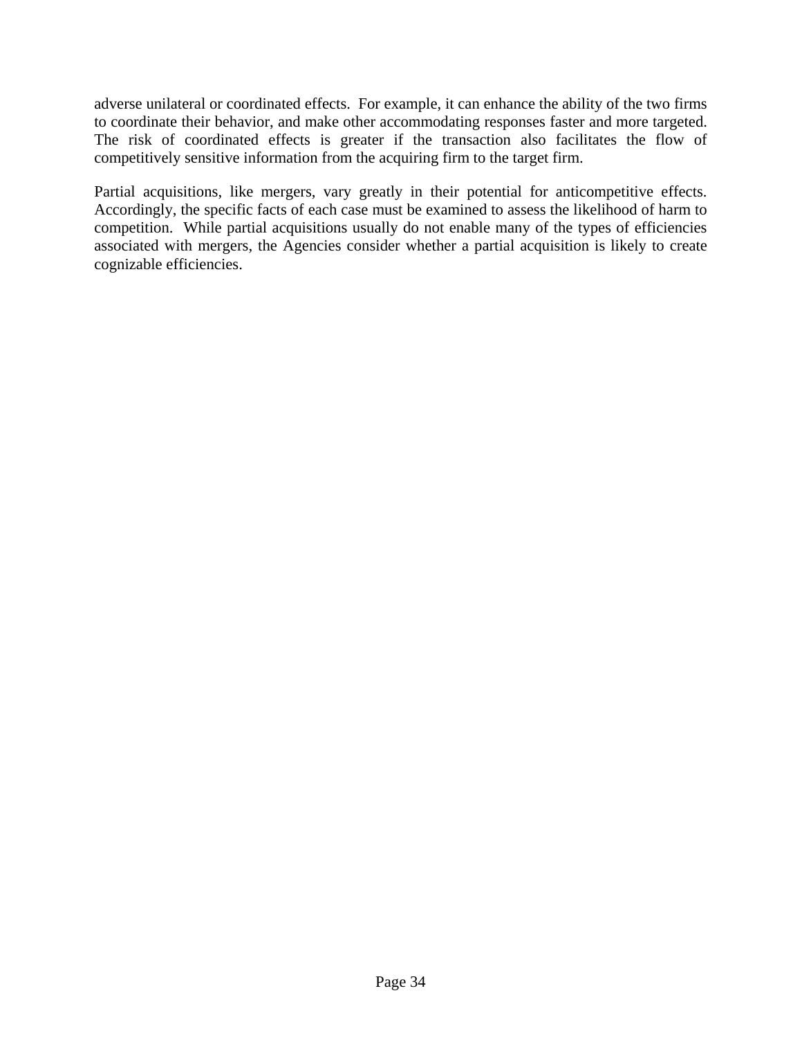adverse unilateral or coordinated effects. For example, it can enhance the ability of the two firms to coordinate their behavior, and make other accommodating responses faster and more targeted. The risk of coordinated effects is greater if the transaction also facilitates the flow of competitively sensitive information from the acquiring firm to the target firm.

Partial acquisitions, like mergers, vary greatly in their potential for anticompetitive effects. Accordingly, the specific facts of each case must be examined to assess the likelihood of harm to competition. While partial acquisitions usually do not enable many of the types of efficiencies associated with mergers, the Agencies consider whether a partial acquisition is likely to create cognizable efficiencies.